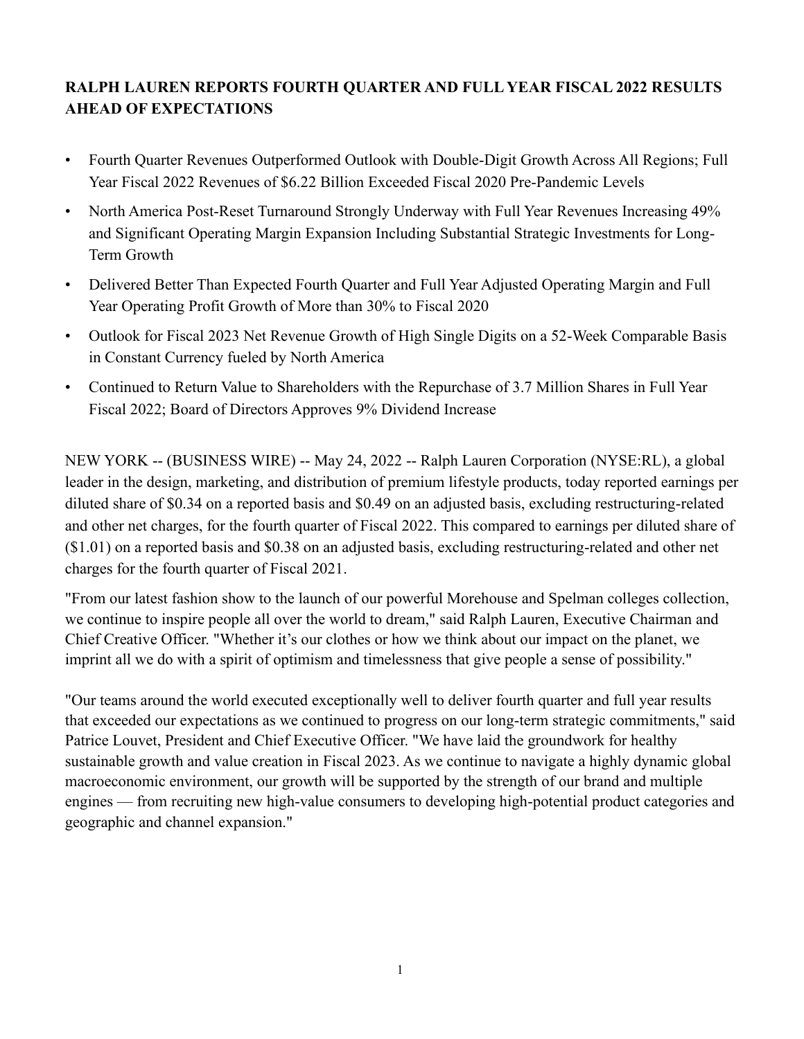# RALPH LAUREN REPORTS FOURTH QUARTER AND FULL YEAR FISCAL 2022 RESULTS AHEAD OF EXPECTATIONS

- Fourth Quarter Revenues Outperformed Outlook with Double-Digit Growth Across All Regions; Full Year Fiscal 2022 Revenues of $6.22 Billion Exceeded Fiscal 2020 Pre-Pandemic Levels
- North America Post-Reset Turnaround Strongly Underway with Full Year Revenues Increasing 49% and Significant Operating Margin Expansion Including Substantial Strategic Investments for Long-Term Growth
- Delivered Better Than Expected Fourth Quarter and Full Year Adjusted Operating Margin and Full Year Operating Profit Growth of More than 30% to Fiscal 2020
- Outlook for Fiscal 2023 Net Revenue Growth of High Single Digits on a 52-Week Comparable Basis in Constant Currency fueled by North America
- Continued to Return Value to Shareholders with the Repurchase of 3.7 Million Shares in Full Year Fiscal 2022; Board of Directors Approves 9% Dividend Increase

NEW YORK -- (BUSINESS WIRE) -- May 24, 2022 -- Ralph Lauren Corporation (NYSE:RL), a global leader in the design, marketing, and distribution of premium lifestyle products, today reported earnings per diluted share of $0.34 on a reported basis and $0.49 on an adjusted basis, excluding restructuring-related and other net charges, for the fourth quarter of Fiscal 2022. This compared to earnings per diluted share of ($1.01) on a reported basis and $0.38 on an adjusted basis, excluding restructuring-related and other net charges for the fourth quarter of Fiscal 2021.

"From our latest fashion show to the launch of our powerful Morehouse and Spelman colleges collection, we continue to inspire people all over the world to dream," said Ralph Lauren, Executive Chairman and Chief Creative Officer. "Whether it's our clothes or how we think about our impact on the planet, we imprint all we do with a spirit of optimism and timelessness that give people a sense of possibility."

"Our teams around the world executed exceptionally well to deliver fourth quarter and full year results that exceeded our expectations as we continued to progress on our long-term strategic commitments," said Patrice Louvet, President and Chief Executive Officer. "We have laid the groundwork for healthy sustainable growth and value creation in Fiscal 2023. As we continue to navigate a highly dynamic global macroeconomic environment, our growth will be supported by the strength of our brand and multiple engines — from recruiting new high-value consumers to developing high-potential product categories and geographic and channel expansion."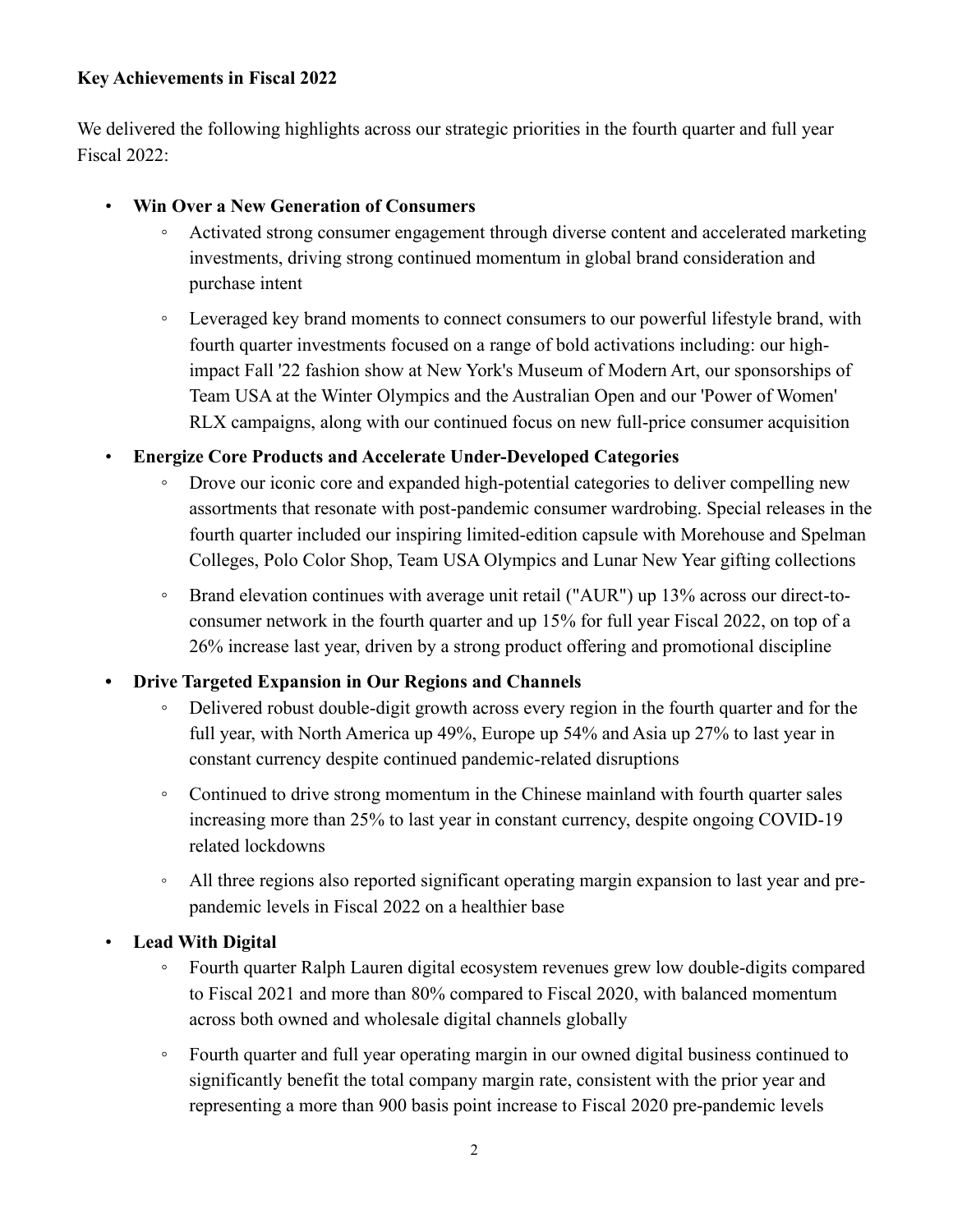**Key Achievements in Fiscal 2022**

We delivered the following highlights across our strategic priorities in the fourth quarter and full year Fiscal 2022:

- **Win Over a New Generation of Consumers**
    - Activated strong consumer engagement through diverse content and accelerated marketing investments, driving strong continued momentum in global brand consideration and purchase intent
    - Leveraged key brand moments to connect consumers to our powerful lifestyle brand, with fourth quarter investments focused on a range of bold activations including: our high-impact Fall '22 fashion show at New York's Museum of Modern Art, our sponsorships of Team USA at the Winter Olympics and the Australian Open and our 'Power of Women' RLX campaigns, along with our continued focus on new full-price consumer acquisition
- **Energize Core Products and Accelerate Under-Developed Categories**
    - Drove our iconic core and expanded high-potential categories to deliver compelling new assortments that resonate with post-pandemic consumer wardrobing. Special releases in the fourth quarter included our inspiring limited-edition capsule with Morehouse and Spelman Colleges, Polo Color Shop, Team USA Olympics and Lunar New Year gifting collections
    - Brand elevation continues with average unit retail ("AUR") up 13% across our direct-to-consumer network in the fourth quarter and up 15% for full year Fiscal 2022, on top of a 26% increase last year, driven by a strong product offering and promotional discipline
- **Drive Targeted Expansion in Our Regions and Channels**
    - Delivered robust double-digit growth across every region in the fourth quarter and for the full year, with North America up 49%, Europe up 54% and Asia up 27% to last year in constant currency despite continued pandemic-related disruptions
    - Continued to drive strong momentum in the Chinese mainland with fourth quarter sales increasing more than 25% to last year in constant currency, despite ongoing COVID-19 related lockdowns
    - All three regions also reported significant operating margin expansion to last year and pre-pandemic levels in Fiscal 2022 on a healthier base
- **Lead With Digital**
    - Fourth quarter Ralph Lauren digital ecosystem revenues grew low double-digits compared to Fiscal 2021 and more than 80% compared to Fiscal 2020, with balanced momentum across both owned and wholesale digital channels globally
    - Fourth quarter and full year operating margin in our owned digital business continued to significantly benefit the total company margin rate, consistent with the prior year and representing a more than 900 basis point increase to Fiscal 2020 pre-pandemic levels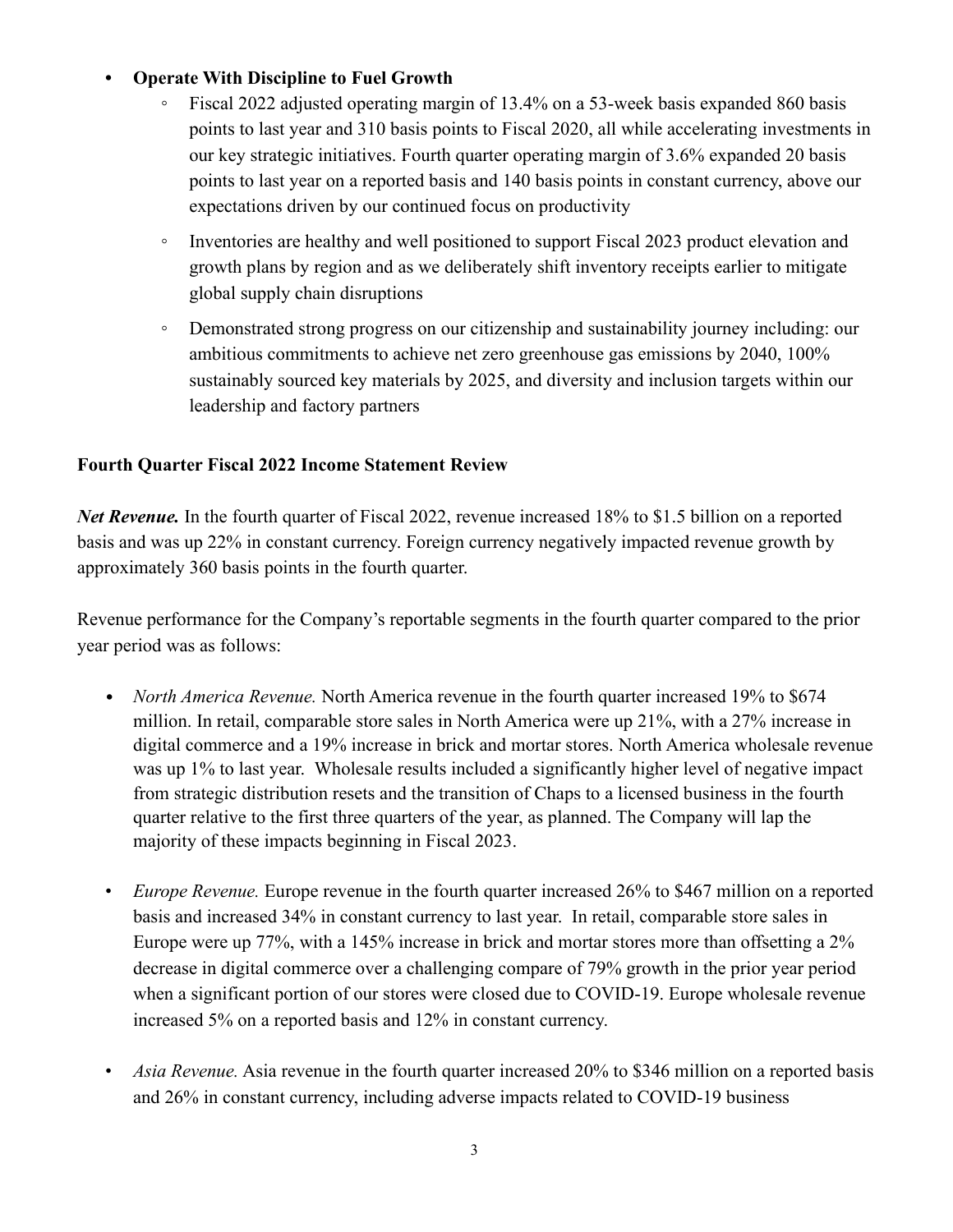- **Operate With Discipline to Fuel Growth**
  - Fiscal 2022 adjusted operating margin of 13.4% on a 53-week basis expanded 860 basis points to last year and 310 basis points to Fiscal 2020, all while accelerating investments in our key strategic initiatives. Fourth quarter operating margin of 3.6% expanded 20 basis points to last year on a reported basis and 140 basis points in constant currency, above our expectations driven by our continued focus on productivity
  - Inventories are healthy and well positioned to support Fiscal 2023 product elevation and growth plans by region and as we deliberately shift inventory receipts earlier to mitigate global supply chain disruptions
  - Demonstrated strong progress on our citizenship and sustainability journey including: our ambitious commitments to achieve net zero greenhouse gas emissions by 2040, 100% sustainably sourced key materials by 2025, and diversity and inclusion targets within our leadership and factory partners

**Fourth Quarter Fiscal 2022 Income Statement Review**

***Net Revenue.*** In the fourth quarter of Fiscal 2022, revenue increased 18% to $1.5 billion on a reported basis and was up 22% in constant currency. Foreign currency negatively impacted revenue growth by approximately 360 basis points in the fourth quarter.

Revenue performance for the Company's reportable segments in the fourth quarter compared to the prior year period was as follows:

- *North America Revenue.* North America revenue in the fourth quarter increased 19% to $674 million. In retail, comparable store sales in North America were up 21%, with a 27% increase in digital commerce and a 19% increase in brick and mortar stores. North America wholesale revenue was up 1% to last year. Wholesale results included a significantly higher level of negative impact from strategic distribution resets and the transition of Chaps to a licensed business in the fourth quarter relative to the first three quarters of the year, as planned. The Company will lap the majority of these impacts beginning in Fiscal 2023.

- *Europe Revenue.* Europe revenue in the fourth quarter increased 26% to $467 million on a reported basis and increased 34% in constant currency to last year. In retail, comparable store sales in Europe were up 77%, with a 145% increase in brick and mortar stores more than offsetting a 2% decrease in digital commerce over a challenging compare of 79% growth in the prior year period when a significant portion of our stores were closed due to COVID-19. Europe wholesale revenue increased 5% on a reported basis and 12% in constant currency.

- *Asia Revenue.* Asia revenue in the fourth quarter increased 20% to $346 million on a reported basis and 26% in constant currency, including adverse impacts related to COVID-19 business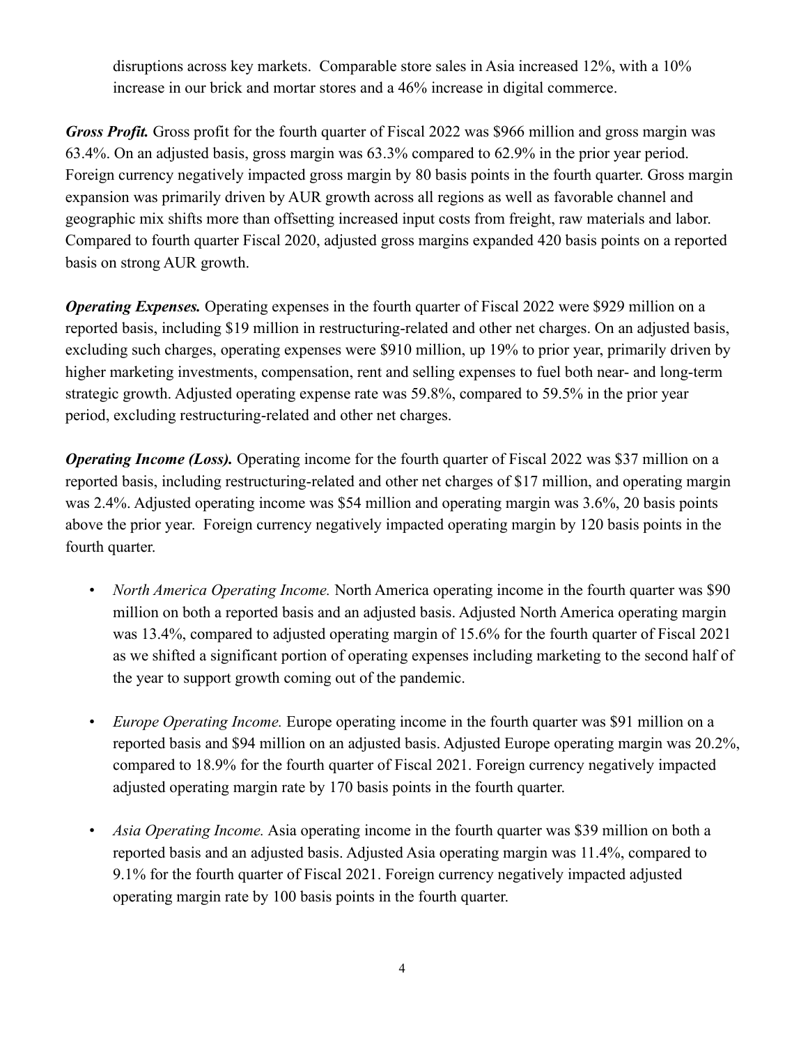disruptions across key markets. Comparable store sales in Asia increased 12%, with a 10% increase in our brick and mortar stores and a 46% increase in digital commerce.

***Gross Profit.*** Gross profit for the fourth quarter of Fiscal 2022 was $966 million and gross margin was 63.4%. On an adjusted basis, gross margin was 63.3% compared to 62.9% in the prior year period. Foreign currency negatively impacted gross margin by 80 basis points in the fourth quarter. Gross margin expansion was primarily driven by AUR growth across all regions as well as favorable channel and geographic mix shifts more than offsetting increased input costs from freight, raw materials and labor. Compared to fourth quarter Fiscal 2020, adjusted gross margins expanded 420 basis points on a reported basis on strong AUR growth.

***Operating Expenses.*** Operating expenses in the fourth quarter of Fiscal 2022 were $929 million on a reported basis, including $19 million in restructuring-related and other net charges. On an adjusted basis, excluding such charges, operating expenses were $910 million, up 19% to prior year, primarily driven by higher marketing investments, compensation, rent and selling expenses to fuel both near- and long-term strategic growth. Adjusted operating expense rate was 59.8%, compared to 59.5% in the prior year period, excluding restructuring-related and other net charges.

***Operating Income (Loss).*** Operating income for the fourth quarter of Fiscal 2022 was $37 million on a reported basis, including restructuring-related and other net charges of $17 million, and operating margin was 2.4%. Adjusted operating income was $54 million and operating margin was 3.6%, 20 basis points above the prior year. Foreign currency negatively impacted operating margin by 120 basis points in the fourth quarter.

- *North America Operating Income.* North America operating income in the fourth quarter was $90 million on both a reported basis and an adjusted basis. Adjusted North America operating margin was 13.4%, compared to adjusted operating margin of 15.6% for the fourth quarter of Fiscal 2021 as we shifted a significant portion of operating expenses including marketing to the second half of the year to support growth coming out of the pandemic.

- *Europe Operating Income.* Europe operating income in the fourth quarter was $91 million on a reported basis and $94 million on an adjusted basis. Adjusted Europe operating margin was 20.2%, compared to 18.9% for the fourth quarter of Fiscal 2021. Foreign currency negatively impacted adjusted operating margin rate by 170 basis points in the fourth quarter.

- *Asia Operating Income.* Asia operating income in the fourth quarter was $39 million on both a reported basis and an adjusted basis. Adjusted Asia operating margin was 11.4%, compared to 9.1% for the fourth quarter of Fiscal 2021. Foreign currency negatively impacted adjusted operating margin rate by 100 basis points in the fourth quarter.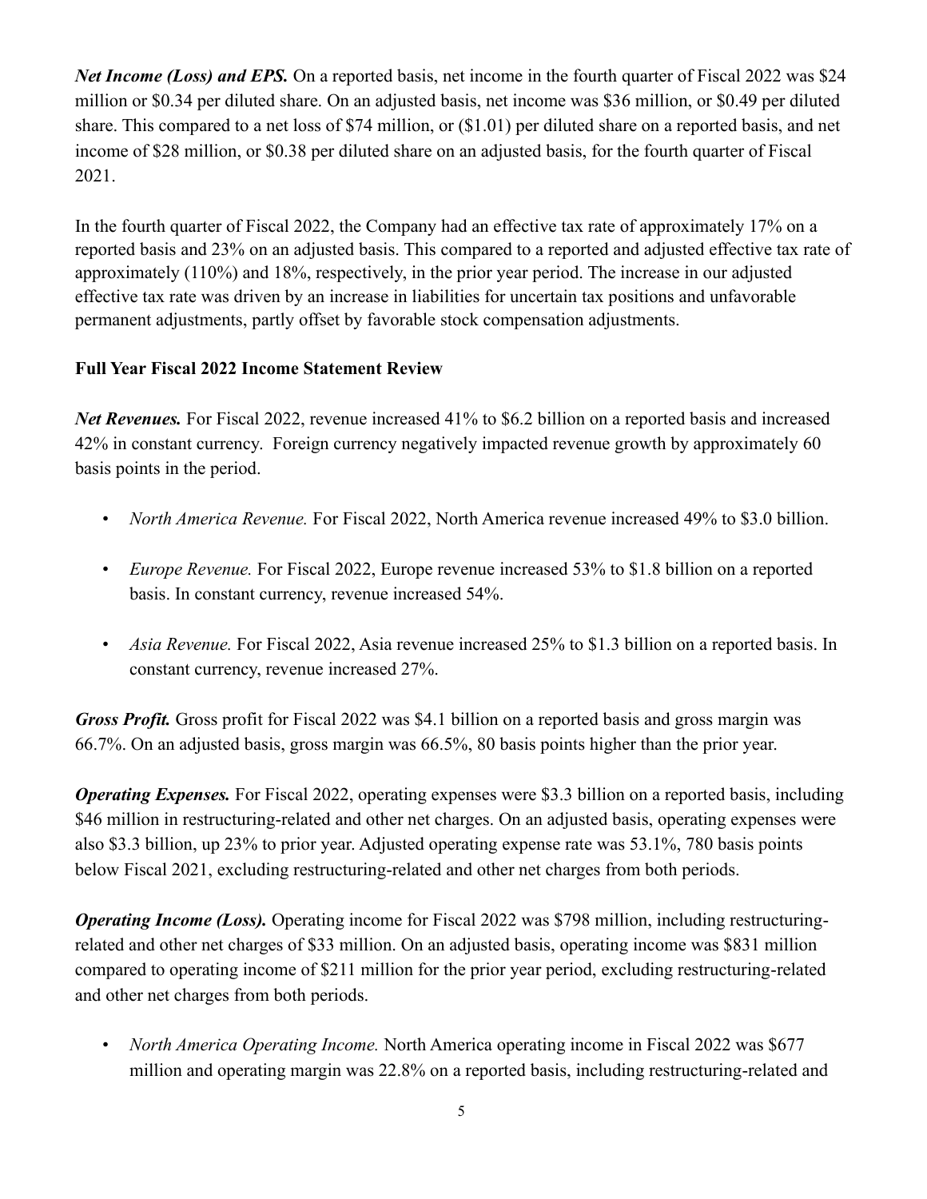***Net Income (Loss) and EPS.*** On a reported basis, net income in the fourth quarter of Fiscal 2022 was $24 million or $0.34 per diluted share. On an adjusted basis, net income was $36 million, or $0.49 per diluted share. This compared to a net loss of $74 million, or ($1.01) per diluted share on a reported basis, and net income of $28 million, or $0.38 per diluted share on an adjusted basis, for the fourth quarter of Fiscal 2021.

In the fourth quarter of Fiscal 2022, the Company had an effective tax rate of approximately 17% on a reported basis and 23% on an adjusted basis. This compared to a reported and adjusted effective tax rate of approximately (110%) and 18%, respectively, in the prior year period. The increase in our adjusted effective tax rate was driven by an increase in liabilities for uncertain tax positions and unfavorable permanent adjustments, partly offset by favorable stock compensation adjustments.

**Full Year Fiscal 2022 Income Statement Review**

***Net Revenues.*** For Fiscal 2022, revenue increased 41% to $6.2 billion on a reported basis and increased 42% in constant currency. Foreign currency negatively impacted revenue growth by approximately 60 basis points in the period.

- *North America Revenue.* For Fiscal 2022, North America revenue increased 49% to $3.0 billion.
- *Europe Revenue.* For Fiscal 2022, Europe revenue increased 53% to $1.8 billion on a reported basis. In constant currency, revenue increased 54%.
- *Asia Revenue.* For Fiscal 2022, Asia revenue increased 25% to $1.3 billion on a reported basis. In constant currency, revenue increased 27%.

***Gross Profit.*** Gross profit for Fiscal 2022 was $4.1 billion on a reported basis and gross margin was 66.7%. On an adjusted basis, gross margin was 66.5%, 80 basis points higher than the prior year.

***Operating Expenses.*** For Fiscal 2022, operating expenses were $3.3 billion on a reported basis, including $46 million in restructuring-related and other net charges. On an adjusted basis, operating expenses were also $3.3 billion, up 23% to prior year. Adjusted operating expense rate was 53.1%, 780 basis points below Fiscal 2021, excluding restructuring-related and other net charges from both periods.

***Operating Income (Loss).*** Operating income for Fiscal 2022 was $798 million, including restructuring-related and other net charges of $33 million. On an adjusted basis, operating income was $831 million compared to operating income of $211 million for the prior year period, excluding restructuring-related and other net charges from both periods.

- *North America Operating Income.* North America operating income in Fiscal 2022 was $677 million and operating margin was 22.8% on a reported basis, including restructuring-related and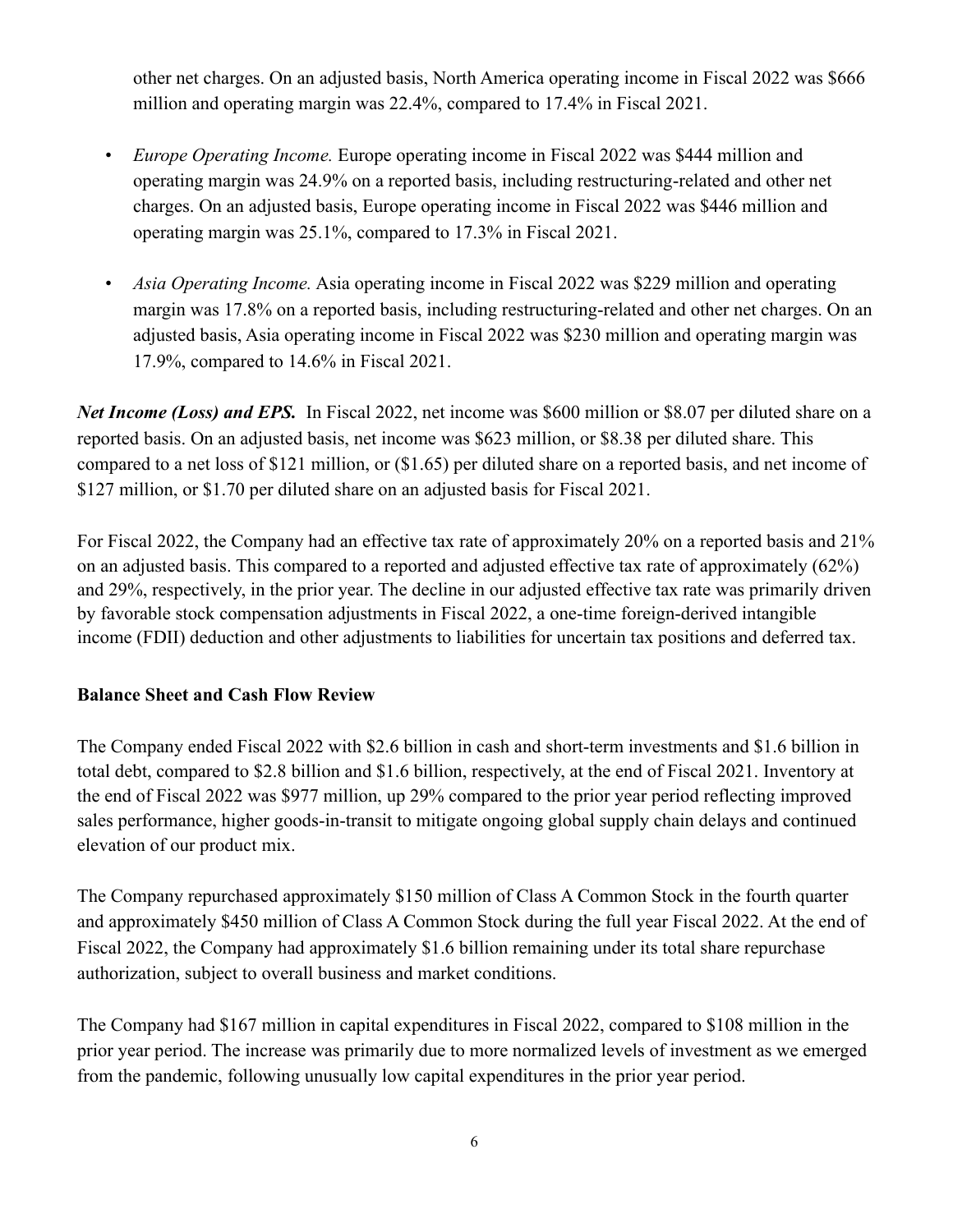other net charges. On an adjusted basis, North America operating income in Fiscal 2022 was $666 million and operating margin was 22.4%, compared to 17.4% in Fiscal 2021.

- *Europe Operating Income.* Europe operating income in Fiscal 2022 was $444 million and operating margin was 24.9% on a reported basis, including restructuring-related and other net charges. On an adjusted basis, Europe operating income in Fiscal 2022 was $446 million and operating margin was 25.1%, compared to 17.3% in Fiscal 2021.

- *Asia Operating Income.* Asia operating income in Fiscal 2022 was $229 million and operating margin was 17.8% on a reported basis, including restructuring-related and other net charges. On an adjusted basis, Asia operating income in Fiscal 2022 was $230 million and operating margin was 17.9%, compared to 14.6% in Fiscal 2021.

***Net Income (Loss) and EPS.*** In Fiscal 2022, net income was $600 million or $8.07 per diluted share on a reported basis. On an adjusted basis, net income was $623 million, or $8.38 per diluted share. This compared to a net loss of $121 million, or ($1.65) per diluted share on a reported basis, and net income of $127 million, or $1.70 per diluted share on an adjusted basis for Fiscal 2021.

For Fiscal 2022, the Company had an effective tax rate of approximately 20% on a reported basis and 21% on an adjusted basis. This compared to a reported and adjusted effective tax rate of approximately (62%) and 29%, respectively, in the prior year. The decline in our adjusted effective tax rate was primarily driven by favorable stock compensation adjustments in Fiscal 2022, a one-time foreign-derived intangible income (FDII) deduction and other adjustments to liabilities for uncertain tax positions and deferred tax.

**Balance Sheet and Cash Flow Review**

The Company ended Fiscal 2022 with $2.6 billion in cash and short-term investments and $1.6 billion in total debt, compared to $2.8 billion and $1.6 billion, respectively, at the end of Fiscal 2021. Inventory at the end of Fiscal 2022 was $977 million, up 29% compared to the prior year period reflecting improved sales performance, higher goods-in-transit to mitigate ongoing global supply chain delays and continued elevation of our product mix.

The Company repurchased approximately $150 million of Class A Common Stock in the fourth quarter and approximately $450 million of Class A Common Stock during the full year Fiscal 2022. At the end of Fiscal 2022, the Company had approximately $1.6 billion remaining under its total share repurchase authorization, subject to overall business and market conditions.

The Company had $167 million in capital expenditures in Fiscal 2022, compared to $108 million in the prior year period. The increase was primarily due to more normalized levels of investment as we emerged from the pandemic, following unusually low capital expenditures in the prior year period.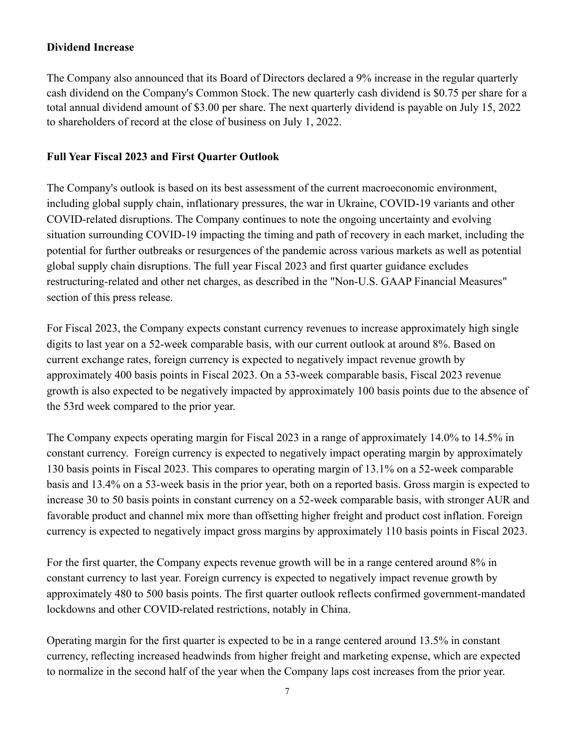**Dividend Increase**

The Company also announced that its Board of Directors declared a 9% increase in the regular quarterly cash dividend on the Company's Common Stock. The new quarterly cash dividend is $0.75 per share for a total annual dividend amount of $3.00 per share. The next quarterly dividend is payable on July 15, 2022 to shareholders of record at the close of business on July 1, 2022.

**Full Year Fiscal 2023 and First Quarter Outlook**

The Company's outlook is based on its best assessment of the current macroeconomic environment, including global supply chain, inflationary pressures, the war in Ukraine, COVID-19 variants and other COVID-related disruptions. The Company continues to note the ongoing uncertainty and evolving situation surrounding COVID-19 impacting the timing and path of recovery in each market, including the potential for further outbreaks or resurgences of the pandemic across various markets as well as potential global supply chain disruptions. The full year Fiscal 2023 and first quarter guidance excludes restructuring-related and other net charges, as described in the "Non-U.S. GAAP Financial Measures" section of this press release.

For Fiscal 2023, the Company expects constant currency revenues to increase approximately high single digits to last year on a 52-week comparable basis, with our current outlook at around 8%. Based on current exchange rates, foreign currency is expected to negatively impact revenue growth by approximately 400 basis points in Fiscal 2023. On a 53-week comparable basis, Fiscal 2023 revenue growth is also expected to be negatively impacted by approximately 100 basis points due to the absence of the 53rd week compared to the prior year.

The Company expects operating margin for Fiscal 2023 in a range of approximately 14.0% to 14.5% in constant currency. Foreign currency is expected to negatively impact operating margin by approximately 130 basis points in Fiscal 2023. This compares to operating margin of 13.1% on a 52-week comparable basis and 13.4% on a 53-week basis in the prior year, both on a reported basis. Gross margin is expected to increase 30 to 50 basis points in constant currency on a 52-week comparable basis, with stronger AUR and favorable product and channel mix more than offsetting higher freight and product cost inflation. Foreign currency is expected to negatively impact gross margins by approximately 110 basis points in Fiscal 2023.

For the first quarter, the Company expects revenue growth will be in a range centered around 8% in constant currency to last year. Foreign currency is expected to negatively impact revenue growth by approximately 480 to 500 basis points. The first quarter outlook reflects confirmed government-mandated lockdowns and other COVID-related restrictions, notably in China.

Operating margin for the first quarter is expected to be in a range centered around 13.5% in constant currency, reflecting increased headwinds from higher freight and marketing expense, which are expected to normalize in the second half of the year when the Company laps cost increases from the prior year.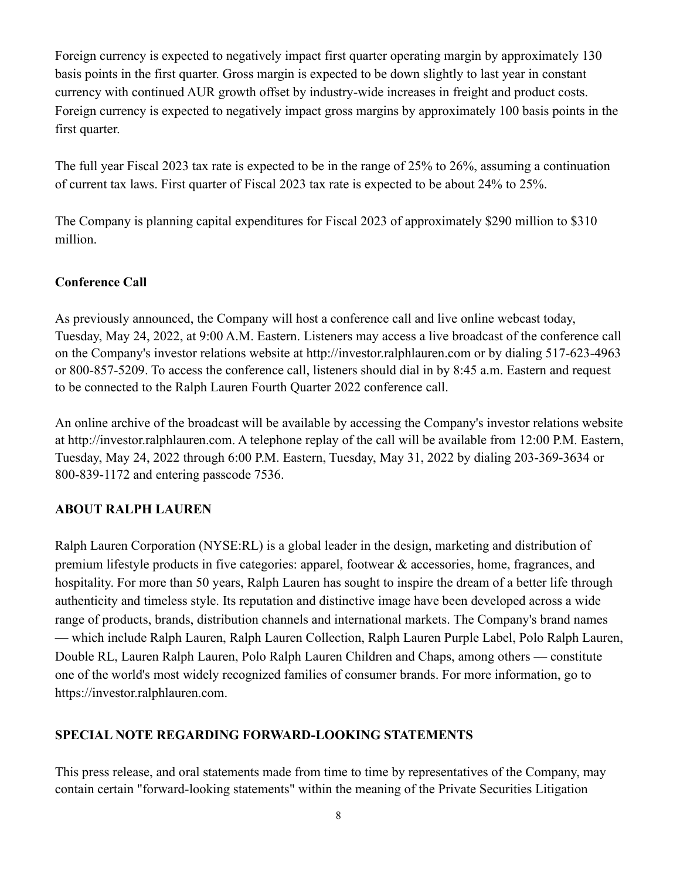Foreign currency is expected to negatively impact first quarter operating margin by approximately 130 basis points in the first quarter. Gross margin is expected to be down slightly to last year in constant currency with continued AUR growth offset by industry-wide increases in freight and product costs. Foreign currency is expected to negatively impact gross margins by approximately 100 basis points in the first quarter.

The full year Fiscal 2023 tax rate is expected to be in the range of 25% to 26%, assuming a continuation of current tax laws. First quarter of Fiscal 2023 tax rate is expected to be about 24% to 25%.

The Company is planning capital expenditures for Fiscal 2023 of approximately $290 million to $310 million.

**Conference Call**

As previously announced, the Company will host a conference call and live online webcast today, Tuesday, May 24, 2022, at 9:00 A.M. Eastern. Listeners may access a live broadcast of the conference call on the Company's investor relations website at http://investor.ralphlauren.com or by dialing 517-623-4963 or 800-857-5209. To access the conference call, listeners should dial in by 8:45 a.m. Eastern and request to be connected to the Ralph Lauren Fourth Quarter 2022 conference call.

An online archive of the broadcast will be available by accessing the Company's investor relations website at http://investor.ralphlauren.com. A telephone replay of the call will be available from 12:00 P.M. Eastern, Tuesday, May 24, 2022 through 6:00 P.M. Eastern, Tuesday, May 31, 2022 by dialing 203-369-3634 or 800-839-1172 and entering passcode 7536.

**ABOUT RALPH LAUREN**

Ralph Lauren Corporation (NYSE:RL) is a global leader in the design, marketing and distribution of premium lifestyle products in five categories: apparel, footwear & accessories, home, fragrances, and hospitality. For more than 50 years, Ralph Lauren has sought to inspire the dream of a better life through authenticity and timeless style. Its reputation and distinctive image have been developed across a wide range of products, brands, distribution channels and international markets. The Company's brand names — which include Ralph Lauren, Ralph Lauren Collection, Ralph Lauren Purple Label, Polo Ralph Lauren, Double RL, Lauren Ralph Lauren, Polo Ralph Lauren Children and Chaps, among others — constitute one of the world's most widely recognized families of consumer brands. For more information, go to https://investor.ralphlauren.com.

**SPECIAL NOTE REGARDING FORWARD-LOOKING STATEMENTS**

This press release, and oral statements made from time to time by representatives of the Company, may contain certain "forward-looking statements" within the meaning of the Private Securities Litigation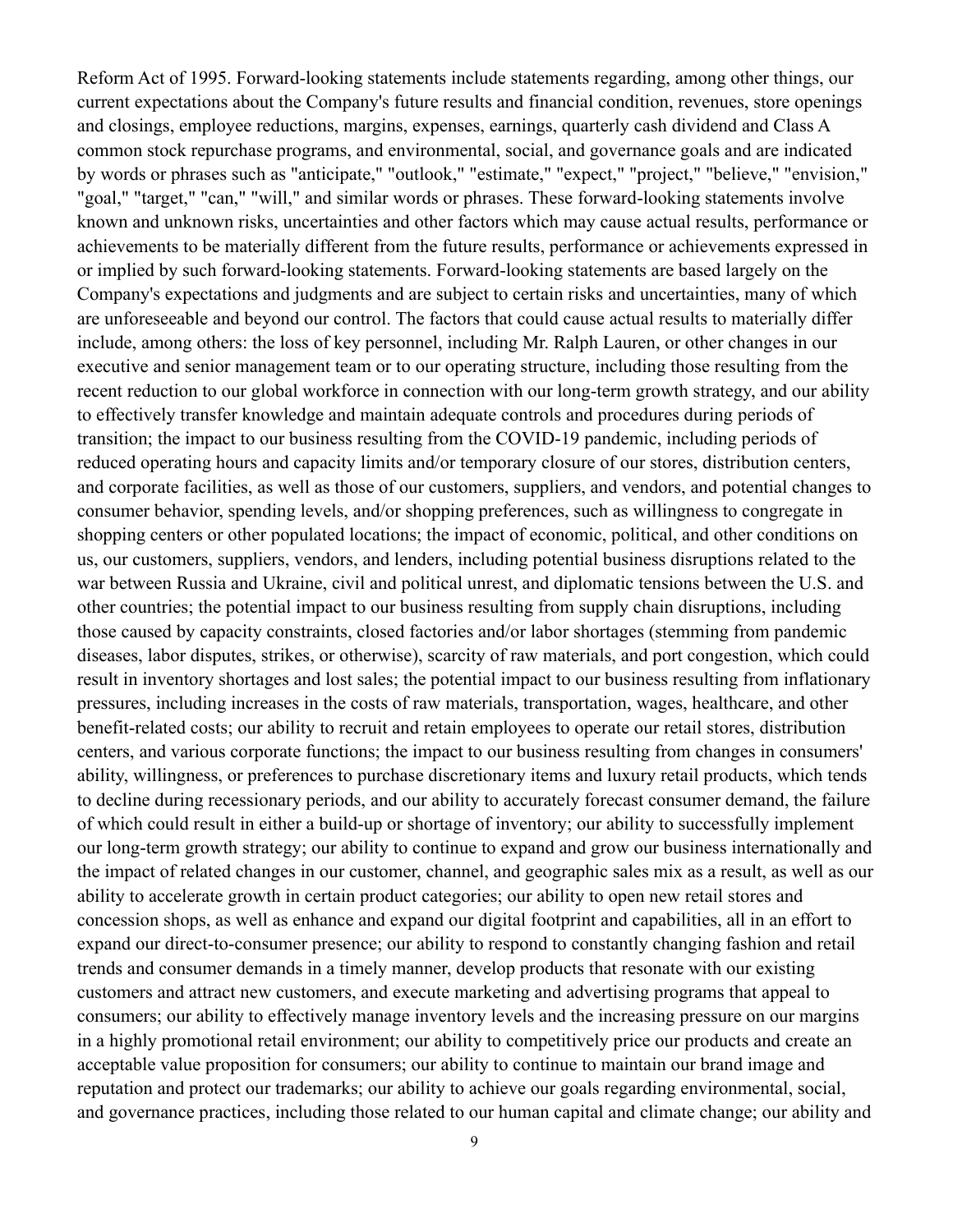Reform Act of 1995. Forward-looking statements include statements regarding, among other things, our current expectations about the Company's future results and financial condition, revenues, store openings and closings, employee reductions, margins, expenses, earnings, quarterly cash dividend and Class A common stock repurchase programs, and environmental, social, and governance goals and are indicated by words or phrases such as "anticipate," "outlook," "estimate," "expect," "project," "believe," "envision," "goal," "target," "can," "will," and similar words or phrases. These forward-looking statements involve known and unknown risks, uncertainties and other factors which may cause actual results, performance or achievements to be materially different from the future results, performance or achievements expressed in or implied by such forward-looking statements. Forward-looking statements are based largely on the Company's expectations and judgments and are subject to certain risks and uncertainties, many of which are unforeseeable and beyond our control. The factors that could cause actual results to materially differ include, among others: the loss of key personnel, including Mr. Ralph Lauren, or other changes in our executive and senior management team or to our operating structure, including those resulting from the recent reduction to our global workforce in connection with our long-term growth strategy, and our ability to effectively transfer knowledge and maintain adequate controls and procedures during periods of transition; the impact to our business resulting from the COVID-19 pandemic, including periods of reduced operating hours and capacity limits and/or temporary closure of our stores, distribution centers, and corporate facilities, as well as those of our customers, suppliers, and vendors, and potential changes to consumer behavior, spending levels, and/or shopping preferences, such as willingness to congregate in shopping centers or other populated locations; the impact of economic, political, and other conditions on us, our customers, suppliers, vendors, and lenders, including potential business disruptions related to the war between Russia and Ukraine, civil and political unrest, and diplomatic tensions between the U.S. and other countries; the potential impact to our business resulting from supply chain disruptions, including those caused by capacity constraints, closed factories and/or labor shortages (stemming from pandemic diseases, labor disputes, strikes, or otherwise), scarcity of raw materials, and port congestion, which could result in inventory shortages and lost sales; the potential impact to our business resulting from inflationary pressures, including increases in the costs of raw materials, transportation, wages, healthcare, and other benefit-related costs; our ability to recruit and retain employees to operate our retail stores, distribution centers, and various corporate functions; the impact to our business resulting from changes in consumers' ability, willingness, or preferences to purchase discretionary items and luxury retail products, which tends to decline during recessionary periods, and our ability to accurately forecast consumer demand, the failure of which could result in either a build-up or shortage of inventory; our ability to successfully implement our long-term growth strategy; our ability to continue to expand and grow our business internationally and the impact of related changes in our customer, channel, and geographic sales mix as a result, as well as our ability to accelerate growth in certain product categories; our ability to open new retail stores and concession shops, as well as enhance and expand our digital footprint and capabilities, all in an effort to expand our direct-to-consumer presence; our ability to respond to constantly changing fashion and retail trends and consumer demands in a timely manner, develop products that resonate with our existing customers and attract new customers, and execute marketing and advertising programs that appeal to consumers; our ability to effectively manage inventory levels and the increasing pressure on our margins in a highly promotional retail environment; our ability to competitively price our products and create an acceptable value proposition for consumers; our ability to continue to maintain our brand image and reputation and protect our trademarks; our ability to achieve our goals regarding environmental, social, and governance practices, including those related to our human capital and climate change; our ability and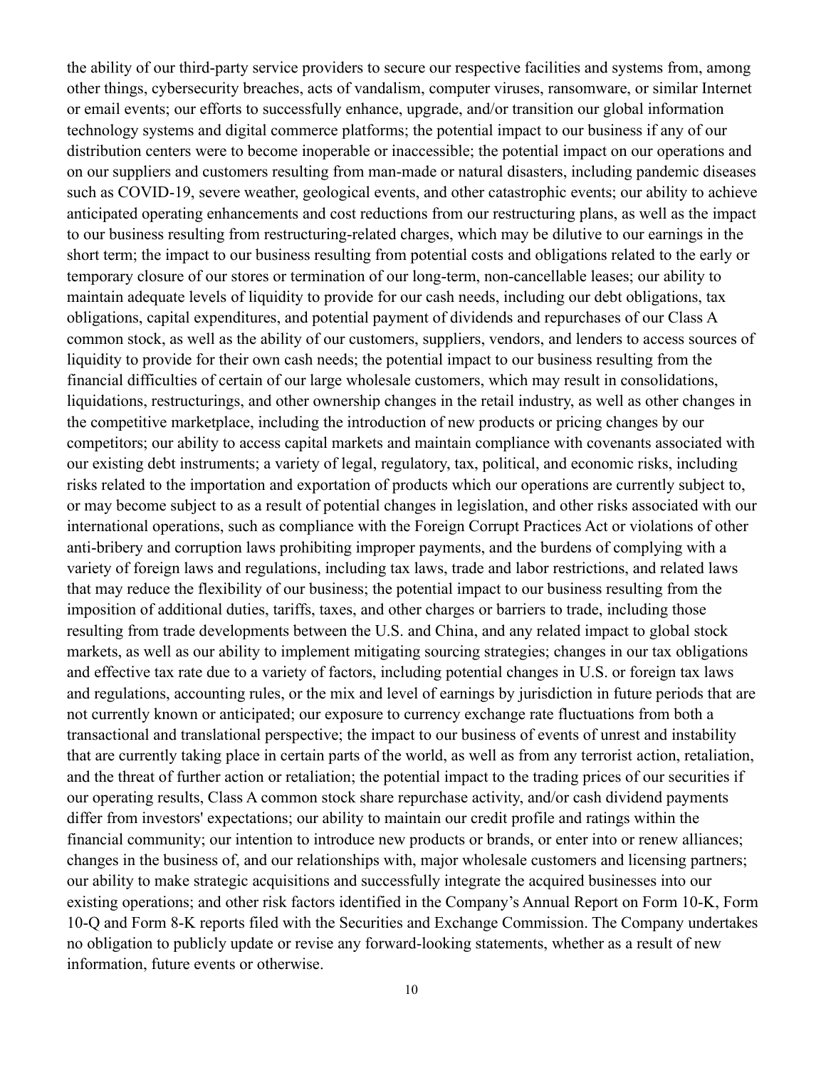the ability of our third-party service providers to secure our respective facilities and systems from, among other things, cybersecurity breaches, acts of vandalism, computer viruses, ransomware, or similar Internet or email events; our efforts to successfully enhance, upgrade, and/or transition our global information technology systems and digital commerce platforms; the potential impact to our business if any of our distribution centers were to become inoperable or inaccessible; the potential impact on our operations and on our suppliers and customers resulting from man-made or natural disasters, including pandemic diseases such as COVID-19, severe weather, geological events, and other catastrophic events; our ability to achieve anticipated operating enhancements and cost reductions from our restructuring plans, as well as the impact to our business resulting from restructuring-related charges, which may be dilutive to our earnings in the short term; the impact to our business resulting from potential costs and obligations related to the early or temporary closure of our stores or termination of our long-term, non-cancellable leases; our ability to maintain adequate levels of liquidity to provide for our cash needs, including our debt obligations, tax obligations, capital expenditures, and potential payment of dividends and repurchases of our Class A common stock, as well as the ability of our customers, suppliers, vendors, and lenders to access sources of liquidity to provide for their own cash needs; the potential impact to our business resulting from the financial difficulties of certain of our large wholesale customers, which may result in consolidations, liquidations, restructurings, and other ownership changes in the retail industry, as well as other changes in the competitive marketplace, including the introduction of new products or pricing changes by our competitors; our ability to access capital markets and maintain compliance with covenants associated with our existing debt instruments; a variety of legal, regulatory, tax, political, and economic risks, including risks related to the importation and exportation of products which our operations are currently subject to, or may become subject to as a result of potential changes in legislation, and other risks associated with our international operations, such as compliance with the Foreign Corrupt Practices Act or violations of other anti-bribery and corruption laws prohibiting improper payments, and the burdens of complying with a variety of foreign laws and regulations, including tax laws, trade and labor restrictions, and related laws that may reduce the flexibility of our business; the potential impact to our business resulting from the imposition of additional duties, tariffs, taxes, and other charges or barriers to trade, including those resulting from trade developments between the U.S. and China, and any related impact to global stock markets, as well as our ability to implement mitigating sourcing strategies; changes in our tax obligations and effective tax rate due to a variety of factors, including potential changes in U.S. or foreign tax laws and regulations, accounting rules, or the mix and level of earnings by jurisdiction in future periods that are not currently known or anticipated; our exposure to currency exchange rate fluctuations from both a transactional and translational perspective; the impact to our business of events of unrest and instability that are currently taking place in certain parts of the world, as well as from any terrorist action, retaliation, and the threat of further action or retaliation; the potential impact to the trading prices of our securities if our operating results, Class A common stock share repurchase activity, and/or cash dividend payments differ from investors' expectations; our ability to maintain our credit profile and ratings within the financial community; our intention to introduce new products or brands, or enter into or renew alliances; changes in the business of, and our relationships with, major wholesale customers and licensing partners; our ability to make strategic acquisitions and successfully integrate the acquired businesses into our existing operations; and other risk factors identified in the Company's Annual Report on Form 10-K, Form 10-Q and Form 8-K reports filed with the Securities and Exchange Commission. The Company undertakes no obligation to publicly update or revise any forward-looking statements, whether as a result of new information, future events or otherwise.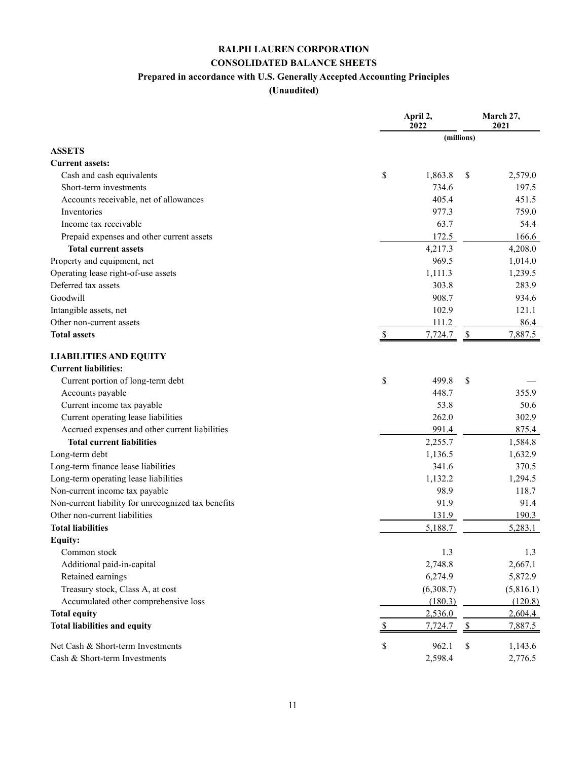# RALPH LAUREN CORPORATION

## CONSOLIDATED BALANCE SHEETS

### Prepared in accordance with U.S. Generally Accepted Accounting Principles

### (Unaudited)

| | April 2, 2022 | March 27, 2021 |
|---|---|---|
| | (millions) | |
| **ASSETS** | | |
| **Current assets:** | | |
| Cash and cash equivalents | $ 1,863.8 | $ 2,579.0 |
| Short-term investments | 734.6 | 197.5 |
| Accounts receivable, net of allowances | 405.4 | 451.5 |
| Inventories | 977.3 | 759.0 |
| Income tax receivable | 63.7 | 54.4 |
| Prepaid expenses and other current assets | 172.5 | 166.6 |
| **Total current assets** | 4,217.3 | 4,208.0 |
| Property and equipment, net | 969.5 | 1,014.0 |
| Operating lease right-of-use assets | 1,111.3 | 1,239.5 |
| Deferred tax assets | 303.8 | 283.9 |
| Goodwill | 908.7 | 934.6 |
| Intangible assets, net | 102.9 | 121.1 |
| Other non-current assets | 111.2 | 86.4 |
| **Total assets** | $ 7,724.7 | $ 7,887.5 |
| **LIABILITIES AND EQUITY** | | |
| **Current liabilities:** | | |
| Current portion of long-term debt | $ 499.8 | $ — |
| Accounts payable | 448.7 | 355.9 |
| Current income tax payable | 53.8 | 50.6 |
| Current operating lease liabilities | 262.0 | 302.9 |
| Accrued expenses and other current liabilities | 991.4 | 875.4 |
| **Total current liabilities** | 2,255.7 | 1,584.8 |
| Long-term debt | 1,136.5 | 1,632.9 |
| Long-term finance lease liabilities | 341.6 | 370.5 |
| Long-term operating lease liabilities | 1,132.2 | 1,294.5 |
| Non-current income tax payable | 98.9 | 118.7 |
| Non-current liability for unrecognized tax benefits | 91.9 | 91.4 |
| Other non-current liabilities | 131.9 | 190.3 |
| **Total liabilities** | 5,188.7 | 5,283.1 |
| **Equity:** | | |
| Common stock | 1.3 | 1.3 |
| Additional paid-in-capital | 2,748.8 | 2,667.1 |
| Retained earnings | 6,274.9 | 5,872.9 |
| Treasury stock, Class A, at cost | (6,308.7) | (5,816.1) |
| Accumulated other comprehensive loss | (180.3) | (120.8) |
| **Total equity** | 2,536.0 | 2,604.4 |
| **Total liabilities and equity** | $ 7,724.7 | $ 7,887.5 |
| Net Cash & Short-term Investments | $ 962.1 | $ 1,143.6 |
| Cash & Short-term Investments | 2,598.4 | 2,776.5 |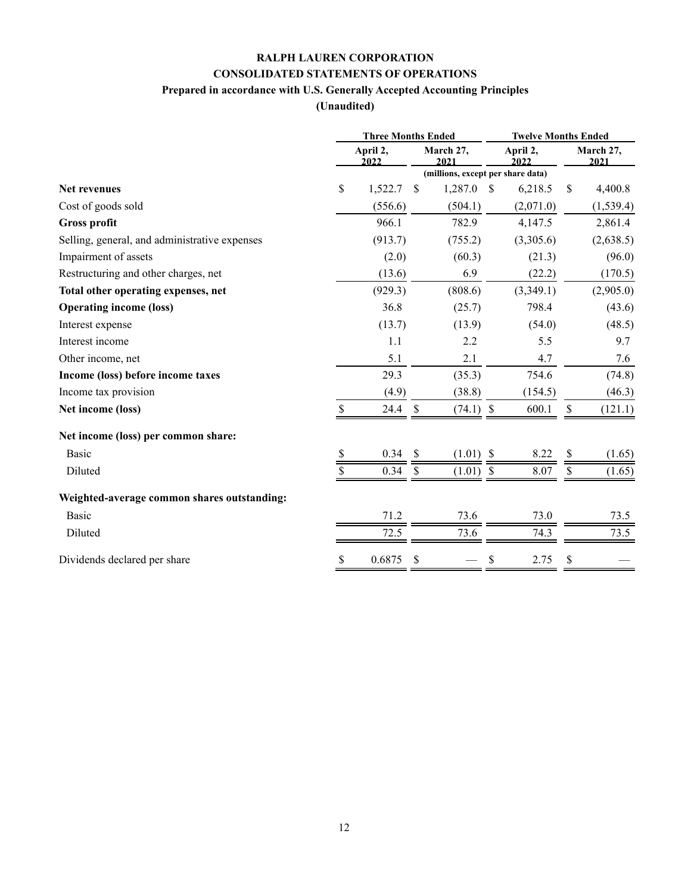# RALPH LAUREN CORPORATION

## CONSOLIDATED STATEMENTS OF OPERATIONS

### Prepared in accordance with U.S. Generally Accepted Accounting Principles

### (Unaudited)

| | Three Months Ended | | Twelve Months Ended | |
|---|---|---|---|---|
| | April 2, 2022 | March 27, 2021 | April 2, 2022 | March 27, 2021 |
| | (millions, except per share data) | | | |
| **Net revenues** | $ 1,522.7 | $ 1,287.0 | $ 6,218.5 | $ 4,400.8 |
| Cost of goods sold | (556.6) | (504.1) | (2,071.0) | (1,539.4) |
| **Gross profit** | 966.1 | 782.9 | 4,147.5 | 2,861.4 |
| Selling, general, and administrative expenses | (913.7) | (755.2) | (3,305.6) | (2,638.5) |
| Impairment of assets | (2.0) | (60.3) | (21.3) | (96.0) |
| Restructuring and other charges, net | (13.6) | 6.9 | (22.2) | (170.5) |
| **Total other operating expenses, net** | (929.3) | (808.6) | (3,349.1) | (2,905.0) |
| **Operating income (loss)** | 36.8 | (25.7) | 798.4 | (43.6) |
| Interest expense | (13.7) | (13.9) | (54.0) | (48.5) |
| Interest income | 1.1 | 2.2 | 5.5 | 9.7 |
| Other income, net | 5.1 | 2.1 | 4.7 | 7.6 |
| **Income (loss) before income taxes** | 29.3 | (35.3) | 754.6 | (74.8) |
| Income tax provision | (4.9) | (38.8) | (154.5) | (46.3) |
| **Net income (loss)** | $ 24.4 | $ (74.1) | $ 600.1 | $ (121.1) |
| **Net income (loss) per common share:** | | | | |
| Basic | $ 0.34 | $ (1.01) | $ 8.22 | $ (1.65) |
| Diluted | $ 0.34 | $ (1.01) | $ 8.07 | $ (1.65) |
| **Weighted-average common shares outstanding:** | | | | |
| Basic | 71.2 | 73.6 | 73.0 | 73.5 |
| Diluted | 72.5 | 73.6 | 74.3 | 73.5 |
| Dividends declared per share | $ 0.6875 | $ — | $ 2.75 | $ — |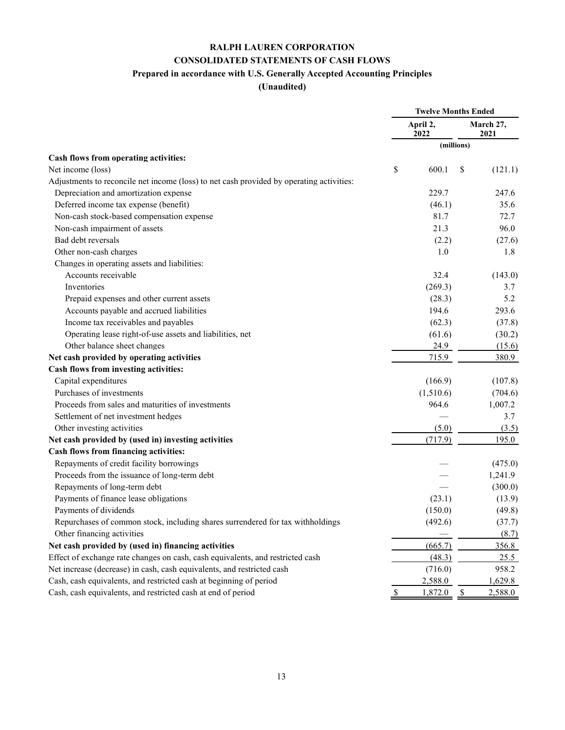# RALPH LAUREN CORPORATION

## CONSOLIDATED STATEMENTS OF CASH FLOWS

### Prepared in accordance with U.S. Generally Accepted Accounting Principles

### (Unaudited)

| | Twelve Months Ended | |
|---|---|---|
| | April 2, 2022 | March 27, 2021 |
| | (millions) | |
| **Cash flows from operating activities:** | | |
| Net income (loss) | $ 600.1 | $ (121.1) |
| Adjustments to reconcile net income (loss) to net cash provided by operating activities: | | |
| Depreciation and amortization expense | 229.7 | 247.6 |
| Deferred income tax expense (benefit) | (46.1) | 35.6 |
| Non-cash stock-based compensation expense | 81.7 | 72.7 |
| Non-cash impairment of assets | 21.3 | 96.0 |
| Bad debt reversals | (2.2) | (27.6) |
| Other non-cash charges | 1.0 | 1.8 |
| Changes in operating assets and liabilities: | | |
| Accounts receivable | 32.4 | (143.0) |
| Inventories | (269.3) | 3.7 |
| Prepaid expenses and other current assets | (28.3) | 5.2 |
| Accounts payable and accrued liabilities | 194.6 | 293.6 |
| Income tax receivables and payables | (62.3) | (37.8) |
| Operating lease right-of-use assets and liabilities, net | (61.6) | (30.2) |
| Other balance sheet changes | 24.9 | (15.6) |
| **Net cash provided by operating activities** | 715.9 | 380.9 |
| **Cash flows from investing activities:** | | |
| Capital expenditures | (166.9) | (107.8) |
| Purchases of investments | (1,510.6) | (704.6) |
| Proceeds from sales and maturities of investments | 964.6 | 1,007.2 |
| Settlement of net investment hedges | — | 3.7 |
| Other investing activities | (5.0) | (3.5) |
| **Net cash provided by (used in) investing activities** | (717.9) | 195.0 |
| **Cash flows from financing activities:** | | |
| Repayments of credit facility borrowings | — | (475.0) |
| Proceeds from the issuance of long-term debt | — | 1,241.9 |
| Repayments of long-term debt | — | (300.0) |
| Payments of finance lease obligations | (23.1) | (13.9) |
| Payments of dividends | (150.0) | (49.8) |
| Repurchases of common stock, including shares surrendered for tax withholdings | (492.6) | (37.7) |
| Other financing activities | — | (8.7) |
| **Net cash provided by (used in) financing activities** | (665.7) | 356.8 |
| Effect of exchange rate changes on cash, cash equivalents, and restricted cash | (48.3) | 25.5 |
| Net increase (decrease) in cash, cash equivalents, and restricted cash | (716.0) | 958.2 |
| Cash, cash equivalents, and restricted cash at beginning of period | 2,588.0 | 1,629.8 |
| Cash, cash equivalents, and restricted cash at end of period | $ 1,872.0 | $ 2,588.0 |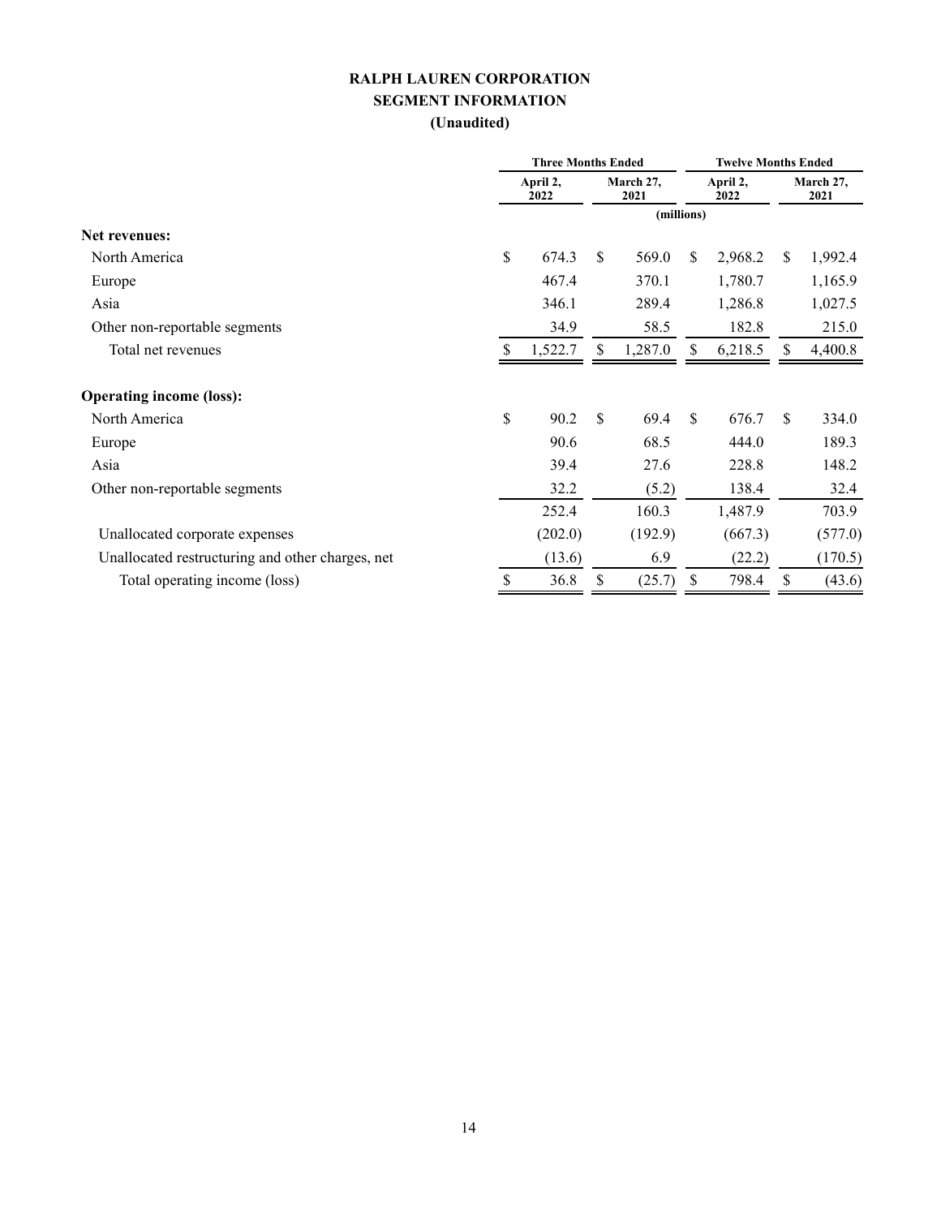# RALPH LAUREN CORPORATION

## SEGMENT INFORMATION

## (Unaudited)

| | Three Months Ended | | Twelve Months Ended | |
|---|---|---|---|---|
| | April 2, 2022 | March 27, 2021 | April 2, 2022 | March 27, 2021 |
| | (millions) | | | |
| **Net revenues:** | | | | |
| North America | $ 674.3 | $ 569.0 | $ 2,968.2 | $ 1,992.4 |
| Europe | 467.4 | 370.1 | 1,780.7 | 1,165.9 |
| Asia | 346.1 | 289.4 | 1,286.8 | 1,027.5 |
| Other non-reportable segments | 34.9 | 58.5 | 182.8 | 215.0 |
| Total net revenues | $ 1,522.7 | $ 1,287.0 | $ 6,218.5 | $ 4,400.8 |
| **Operating income (loss):** | | | | |
| North America | $ 90.2 | $ 69.4 | $ 676.7 | $ 334.0 |
| Europe | 90.6 | 68.5 | 444.0 | 189.3 |
| Asia | 39.4 | 27.6 | 228.8 | 148.2 |
| Other non-reportable segments | 32.2 | (5.2) | 138.4 | 32.4 |
| | 252.4 | 160.3 | 1,487.9 | 703.9 |
| Unallocated corporate expenses | (202.0) | (192.9) | (667.3) | (577.0) |
| Unallocated restructuring and other charges, net | (13.6) | 6.9 | (22.2) | (170.5) |
| Total operating income (loss) | $ 36.8 | $ (25.7) | $ 798.4 | $ (43.6) |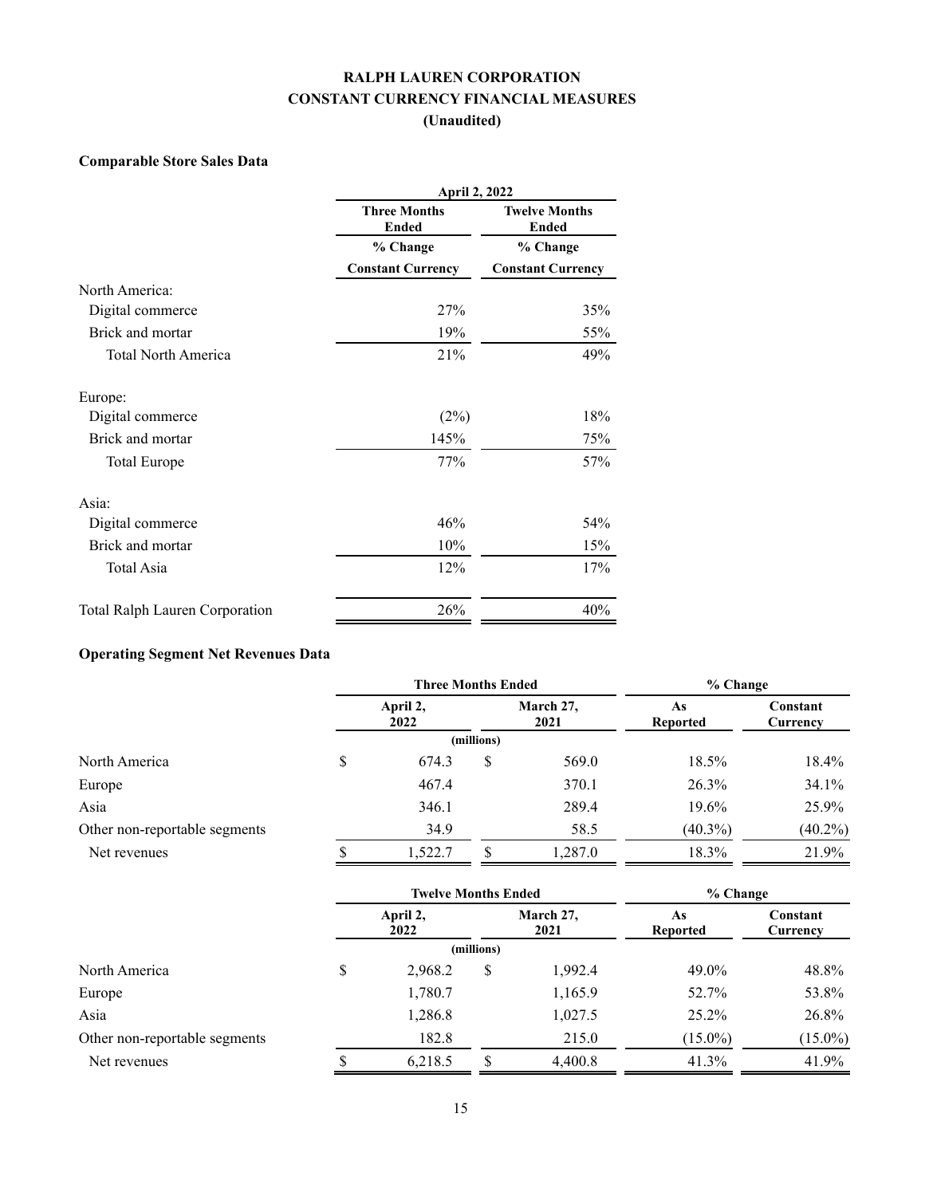# RALPH LAUREN CORPORATION
# CONSTANT CURRENCY FINANCIAL MEASURES
# (Unaudited)

### Comparable Store Sales Data

| | April 2, 2022 | |
|---|---|---|
| | Three Months Ended | Twelve Months Ended |
| | % Change Constant Currency | % Change Constant Currency |
| North America: | | |
| Digital commerce | 27% | 35% |
| Brick and mortar | 19% | 55% |
| Total North America | 21% | 49% |
| Europe: | | |
| Digital commerce | (2%) | 18% |
| Brick and mortar | 145% | 75% |
| Total Europe | 77% | 57% |
| Asia: | | |
| Digital commerce | 46% | 54% |
| Brick and mortar | 10% | 15% |
| Total Asia | 12% | 17% |
| Total Ralph Lauren Corporation | 26% | 40% |

### Operating Segment Net Revenues Data

| | Three Months Ended | | % Change | |
|---|---|---|---|---|
| | April 2, 2022 | March 27, 2021 | As Reported | Constant Currency |
| | (millions) | | | |
| North America | $ 674.3 | $ 569.0 | 18.5% | 18.4% |
| Europe | 467.4 | 370.1 | 26.3% | 34.1% |
| Asia | 346.1 | 289.4 | 19.6% | 25.9% |
| Other non-reportable segments | 34.9 | 58.5 | (40.3%) | (40.2%) |
| Net revenues | $ 1,522.7 | $ 1,287.0 | 18.3% | 21.9% |

| | Twelve Months Ended | | % Change | |
|---|---|---|---|---|
| | April 2, 2022 | March 27, 2021 | As Reported | Constant Currency |
| | (millions) | | | |
| North America | $ 2,968.2 | $ 1,992.4 | 49.0% | 48.8% |
| Europe | 1,780.7 | 1,165.9 | 52.7% | 53.8% |
| Asia | 1,286.8 | 1,027.5 | 25.2% | 26.8% |
| Other non-reportable segments | 182.8 | 215.0 | (15.0%) | (15.0%) |
| Net revenues | $ 6,218.5 | $ 4,400.8 | 41.3% | 41.9% |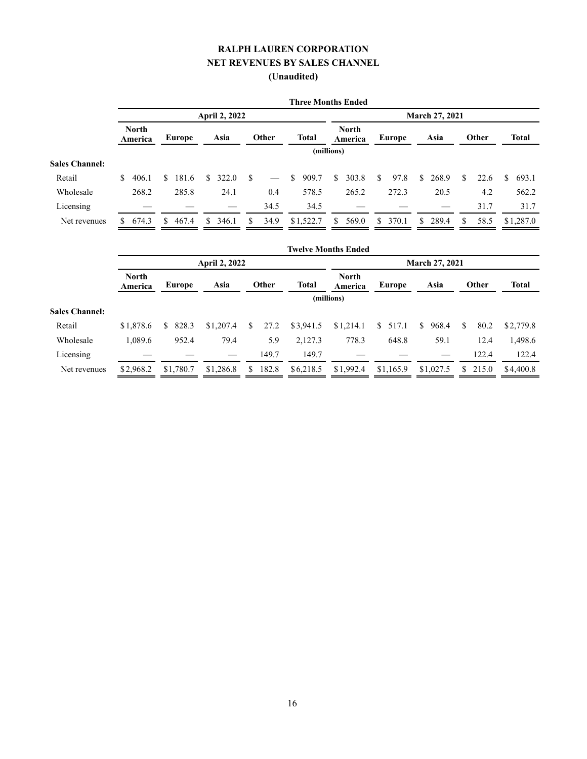# RALPH LAUREN CORPORATION
## NET REVENUES BY SALES CHANNEL
### (Unaudited)

| | Three Months Ended | | | | | | | | | |
|---|---|---|---|---|---|---|---|---|---|---|
| | April 2, 2022 | | | | | March 27, 2021 | | | | |
| | North America | Europe | Asia | Other | Total | North America | Europe | Asia | Other | Total |
| | (millions) | | | | | | | | | |
| **Sales Channel:** | | | | | | | | | | |
| Retail | $ 406.1 | $ 181.6 | $ 322.0 | $ — | $ 909.7 | $ 303.8 | $ 97.8 | $ 268.9 | $ 22.6 | $ 693.1 |
| Wholesale | 268.2 | 285.8 | 24.1 | 0.4 | 578.5 | 265.2 | 272.3 | 20.5 | 4.2 | 562.2 |
| Licensing | — | — | — | 34.5 | 34.5 | — | — | — | 31.7 | 31.7 |
| Net revenues | $ 674.3 | $ 467.4 | $ 346.1 | $ 34.9 | $1,522.7 | $ 569.0 | $ 370.1 | $ 289.4 | $ 58.5 | $1,287.0 |

| | Twelve Months Ended | | | | | | | | | |
|---|---|---|---|---|---|---|---|---|---|---|
| | April 2, 2022 | | | | | March 27, 2021 | | | | |
| | North America | Europe | Asia | Other | Total | North America | Europe | Asia | Other | Total |
| | (millions) | | | | | | | | | |
| **Sales Channel:** | | | | | | | | | | |
| Retail | $1,878.6 | $ 828.3 | $1,207.4 | $ 27.2 | $3,941.5 | $1,214.1 | $ 517.1 | $ 968.4 | $ 80.2 | $2,779.8 |
| Wholesale | 1,089.6 | 952.4 | 79.4 | 5.9 | 2,127.3 | 778.3 | 648.8 | 59.1 | 12.4 | 1,498.6 |
| Licensing | — | — | — | 149.7 | 149.7 | — | — | — | 122.4 | 122.4 |
| Net revenues | $2,968.2 | $1,780.7 | $1,286.8 | $ 182.8 | $6,218.5 | $1,992.4 | $1,165.9 | $1,027.5 | $ 215.0 | $4,400.8 |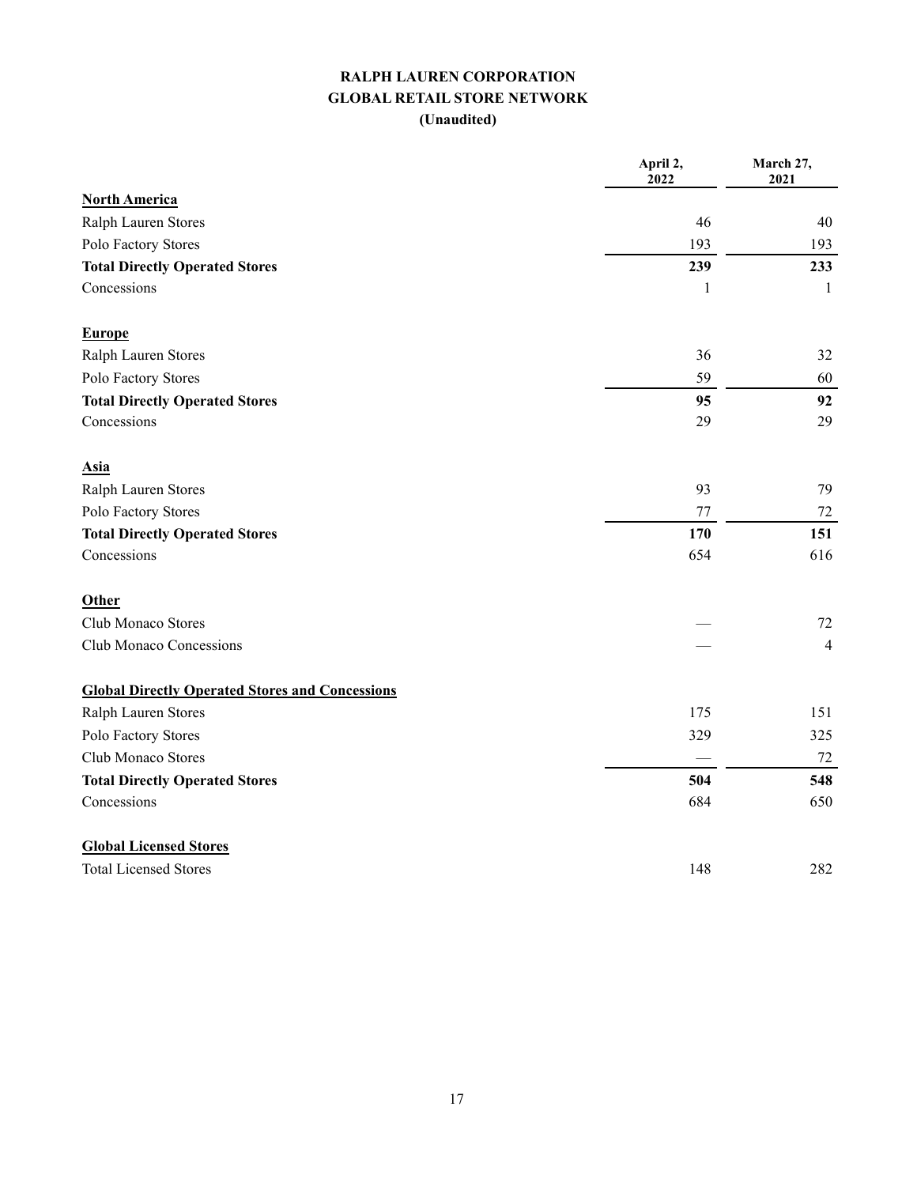# RALPH LAUREN CORPORATION
## GLOBAL RETAIL STORE NETWORK
**(Unaudited)**

| | April 2, 2022 | March 27, 2021 |
|---|---|---|
| **North America** | | |
| Ralph Lauren Stores | 46 | 40 |
| Polo Factory Stores | 193 | 193 |
| **Total Directly Operated Stores** | **239** | **233** |
| Concessions | 1 | 1 |
| **Europe** | | |
| Ralph Lauren Stores | 36 | 32 |
| Polo Factory Stores | 59 | 60 |
| **Total Directly Operated Stores** | **95** | **92** |
| Concessions | 29 | 29 |
| **Asia** | | |
| Ralph Lauren Stores | 93 | 79 |
| Polo Factory Stores | 77 | 72 |
| **Total Directly Operated Stores** | **170** | **151** |
| Concessions | 654 | 616 |
| **Other** | | |
| Club Monaco Stores | — | 72 |
| Club Monaco Concessions | — | 4 |
| **Global Directly Operated Stores and Concessions** | | |
| Ralph Lauren Stores | 175 | 151 |
| Polo Factory Stores | 329 | 325 |
| Club Monaco Stores | — | 72 |
| **Total Directly Operated Stores** | **504** | **548** |
| Concessions | 684 | 650 |
| **Global Licensed Stores** | | |
| Total Licensed Stores | 148 | 282 |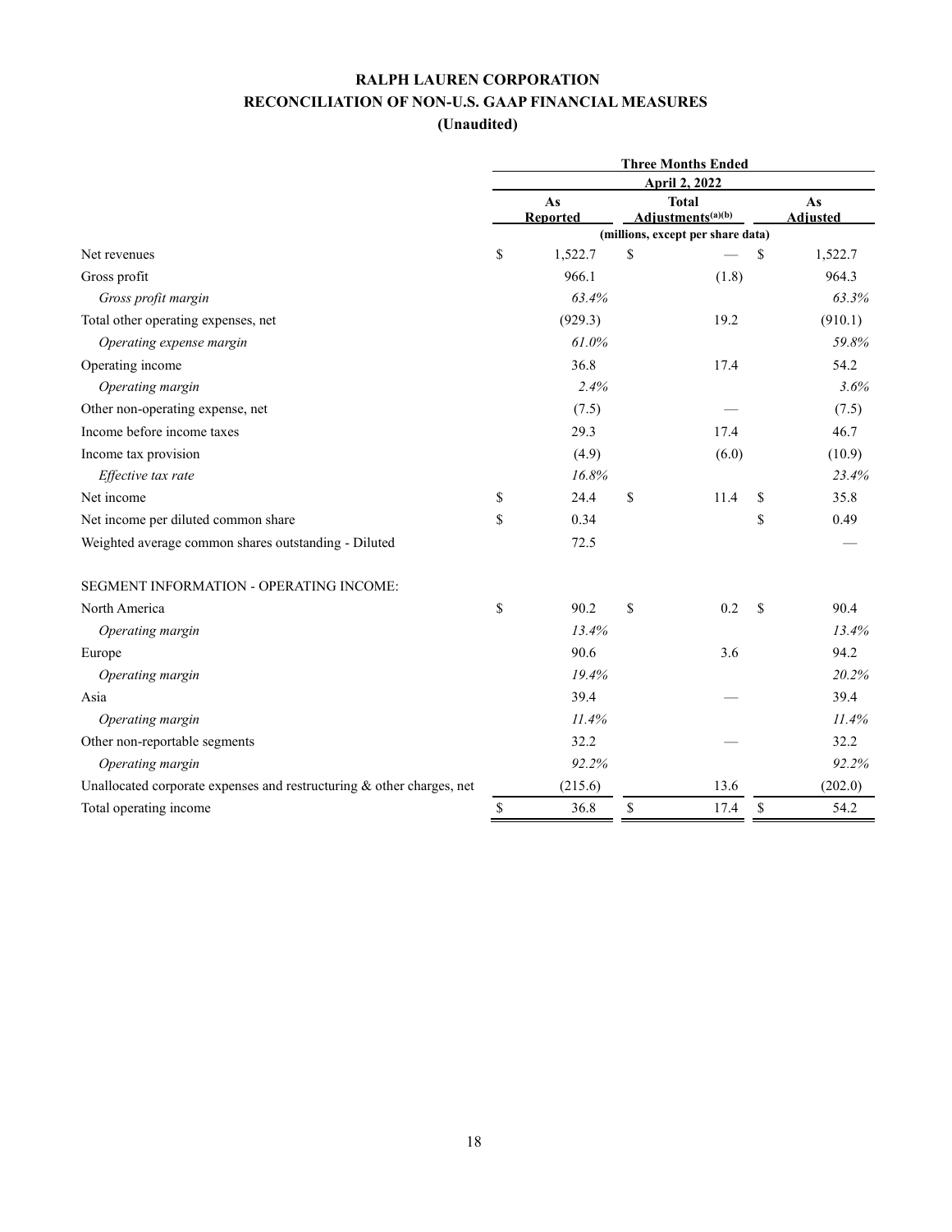# RALPH LAUREN CORPORATION
## RECONCILIATION OF NON-U.S. GAAP FINANCIAL MEASURES
### (Unaudited)

| | Three Months Ended April 2, 2022 | | |
|---|---|---|---|
| | As Reported | Total Adjustments[(a)(b)] | As Adjusted |
| | (millions, except per share data) | | |
| Net revenues | $ 1,522.7 | $ — | $ 1,522.7 |
| Gross profit | 966.1 | (1.8) | 964.3 |
| *Gross profit margin* | *63.4%* | | *63.3%* |
| Total other operating expenses, net | (929.3) | 19.2 | (910.1) |
| *Operating expense margin* | *61.0%* | | *59.8%* |
| Operating income | 36.8 | 17.4 | 54.2 |
| *Operating margin* | *2.4%* | | *3.6%* |
| Other non-operating expense, net | (7.5) | — | (7.5) |
| Income before income taxes | 29.3 | 17.4 | 46.7 |
| Income tax provision | (4.9) | (6.0) | (10.9) |
| *Effective tax rate* | *16.8%* | | *23.4%* |
| Net income | $ 24.4 | $ 11.4 | $ 35.8 |
| Net income per diluted common share | $ 0.34 | | $ 0.49 |
| Weighted average common shares outstanding - Diluted | 72.5 | | — |
| SEGMENT INFORMATION - OPERATING INCOME: | | | |
| North America | $ 90.2 | $ 0.2 | $ 90.4 |
| *Operating margin* | *13.4%* | | *13.4%* |
| Europe | 90.6 | 3.6 | 94.2 |
| *Operating margin* | *19.4%* | | *20.2%* |
| Asia | 39.4 | — | 39.4 |
| *Operating margin* | *11.4%* | | *11.4%* |
| Other non-reportable segments | 32.2 | — | 32.2 |
| *Operating margin* | *92.2%* | | *92.2%* |
| Unallocated corporate expenses and restructuring & other charges, net | (215.6) | 13.6 | (202.0) |
| Total operating income | $ 36.8 | $ 17.4 | $ 54.2 |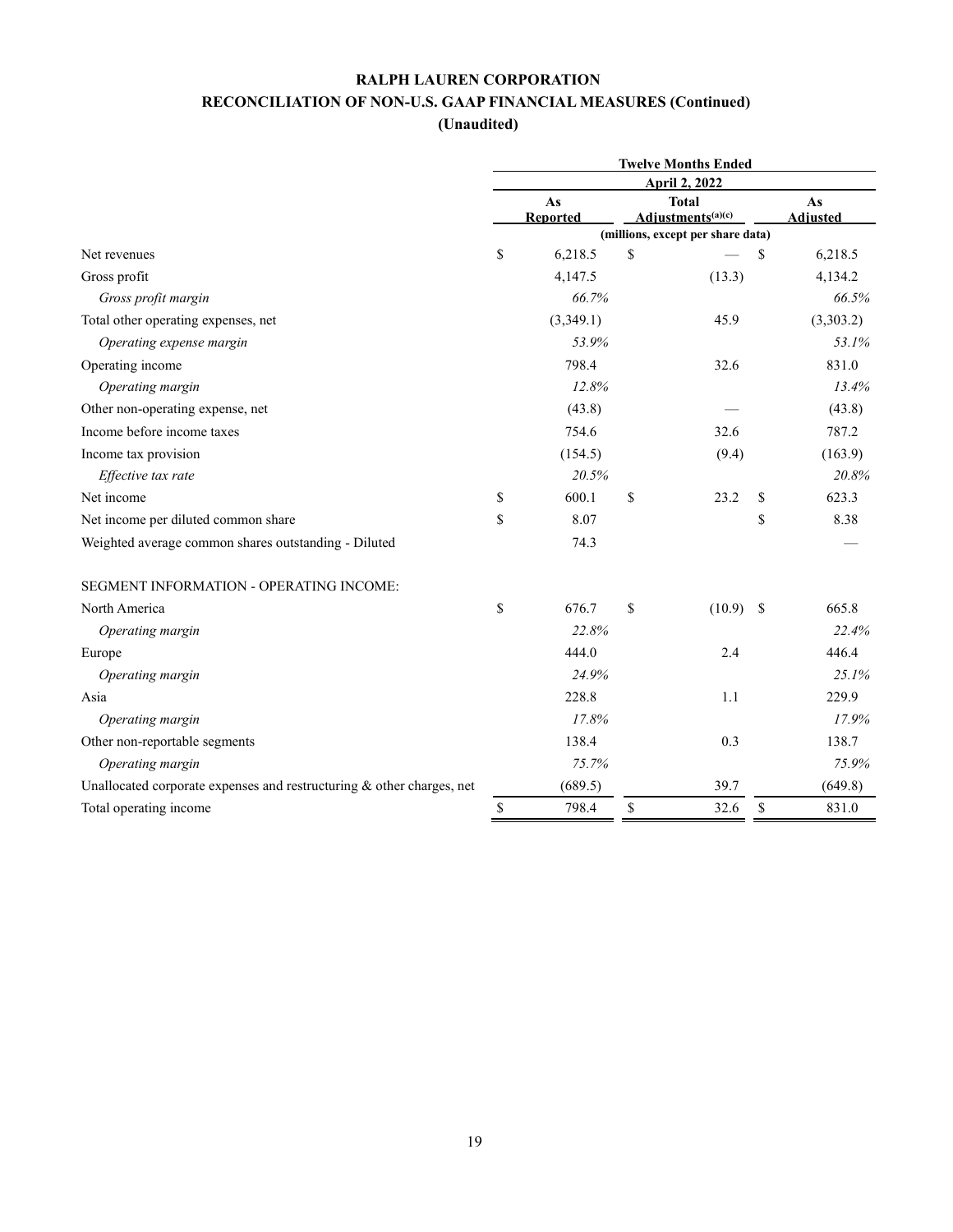# RALPH LAUREN CORPORATION
## RECONCILIATION OF NON-U.S. GAAP FINANCIAL MEASURES (Continued)
### (Unaudited)

| | Twelve Months Ended | | |
|---|---|---|---|
| | April 2, 2022 | | |
| | As Reported | Total Adjustments[(a)(c)] | As Adjusted |
| | (millions, except per share data) | | |
| Net revenues | $ 6,218.5 | $ — | $ 6,218.5 |
| Gross profit | 4,147.5 | (13.3) | 4,134.2 |
| *Gross profit margin* | *66.7%* | | *66.5%* |
| Total other operating expenses, net | (3,349.1) | 45.9 | (3,303.2) |
| *Operating expense margin* | *53.9%* | | *53.1%* |
| Operating income | 798.4 | 32.6 | 831.0 |
| *Operating margin* | *12.8%* | | *13.4%* |
| Other non-operating expense, net | (43.8) | — | (43.8) |
| Income before income taxes | 754.6 | 32.6 | 787.2 |
| Income tax provision | (154.5) | (9.4) | (163.9) |
| *Effective tax rate* | *20.5%* | | *20.8%* |
| Net income | $ 600.1 | $ 23.2 | $ 623.3 |
| Net income per diluted common share | $ 8.07 | | $ 8.38 |
| Weighted average common shares outstanding - Diluted | 74.3 | | — |
| | | | |
| SEGMENT INFORMATION - OPERATING INCOME: | | | |
| North America | $ 676.7 | $ (10.9) | $ 665.8 |
| *Operating margin* | *22.8%* | | *22.4%* |
| Europe | 444.0 | 2.4 | 446.4 |
| *Operating margin* | *24.9%* | | *25.1%* |
| Asia | 228.8 | 1.1 | 229.9 |
| *Operating margin* | *17.8%* | | *17.9%* |
| Other non-reportable segments | 138.4 | 0.3 | 138.7 |
| *Operating margin* | *75.7%* | | *75.9%* |
| Unallocated corporate expenses and restructuring & other charges, net | (689.5) | 39.7 | (649.8) |
| Total operating income | $ 798.4 | $ 32.6 | $ 831.0 |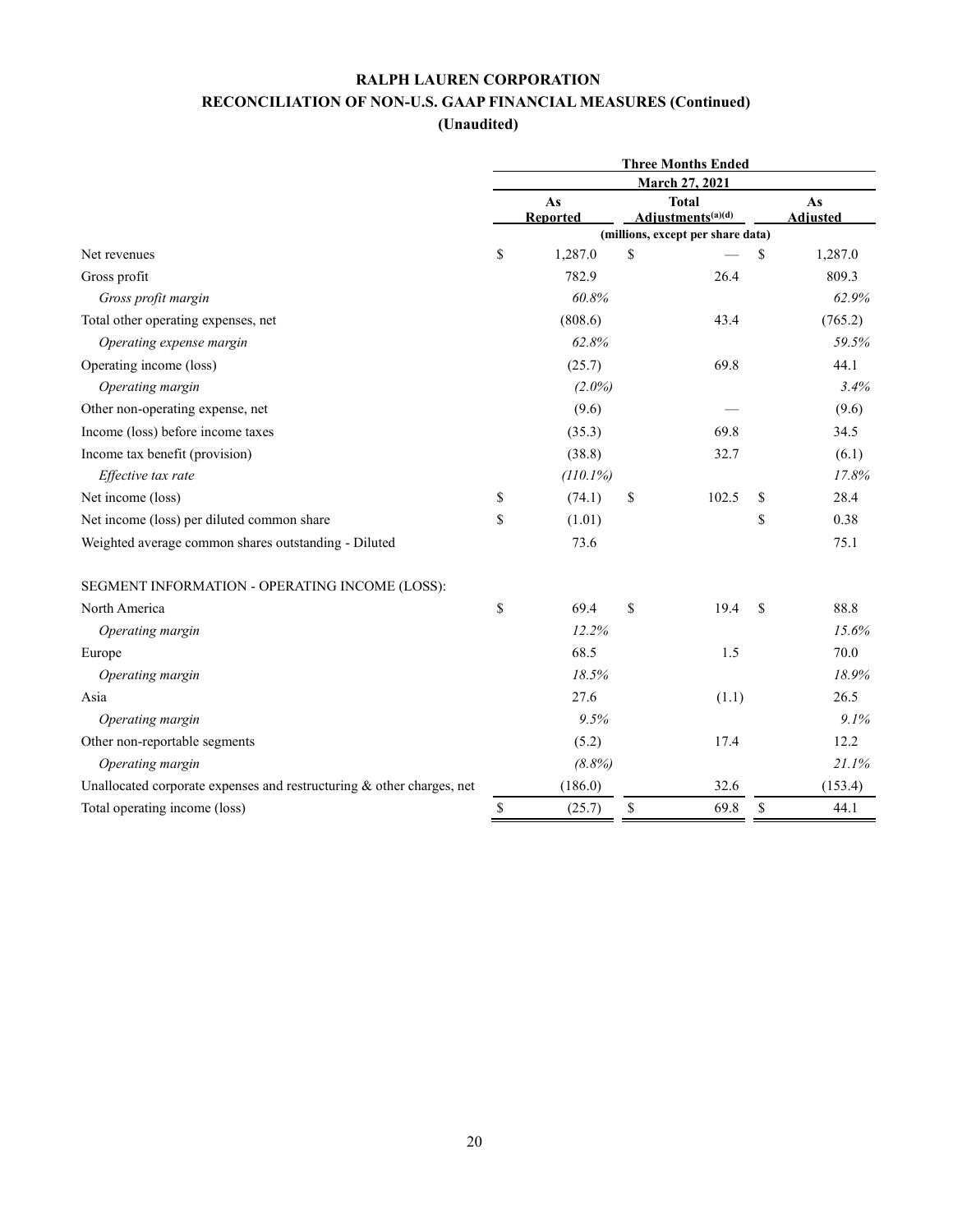# RALPH LAUREN CORPORATION

## RECONCILIATION OF NON-U.S. GAAP FINANCIAL MEASURES (Continued)

### (Unaudited)

| | Three Months Ended | | |
|---|---|---|---|
| | March 27, 2021 | | |
| | As Reported | Total Adjustments[(a)(d)] | As Adjusted |
| | (millions, except per share data) | | |
| Net revenues | $ 1,287.0 | $ — | $ 1,287.0 |
| Gross profit | 782.9 | 26.4 | 809.3 |
| *Gross profit margin* | *60.8%* | | *62.9%* |
| Total other operating expenses, net | (808.6) | 43.4 | (765.2) |
| *Operating expense margin* | *62.8%* | | *59.5%* |
| Operating income (loss) | (25.7) | 69.8 | 44.1 |
| *Operating margin* | *(2.0%)* | | *3.4%* |
| Other non-operating expense, net | (9.6) | — | (9.6) |
| Income (loss) before income taxes | (35.3) | 69.8 | 34.5 |
| Income tax benefit (provision) | (38.8) | 32.7 | (6.1) |
| *Effective tax rate* | *(110.1%)* | | *17.8%* |
| Net income (loss) | $ (74.1) | $ 102.5 | $ 28.4 |
| Net income (loss) per diluted common share | $ (1.01) | | $ 0.38 |
| Weighted average common shares outstanding - Diluted | 73.6 | | 75.1 |
| | | | |
| SEGMENT INFORMATION - OPERATING INCOME (LOSS): | | | |
| North America | $ 69.4 | $ 19.4 | $ 88.8 |
| *Operating margin* | *12.2%* | | *15.6%* |
| Europe | 68.5 | 1.5 | 70.0 |
| *Operating margin* | *18.5%* | | *18.9%* |
| Asia | 27.6 | (1.1) | 26.5 |
| *Operating margin* | *9.5%* | | *9.1%* |
| Other non-reportable segments | (5.2) | 17.4 | 12.2 |
| *Operating margin* | *(8.8%)* | | *21.1%* |
| Unallocated corporate expenses and restructuring & other charges, net | (186.0) | 32.6 | (153.4) |
| Total operating income (loss) | $ (25.7) | $ 69.8 | $ 44.1 |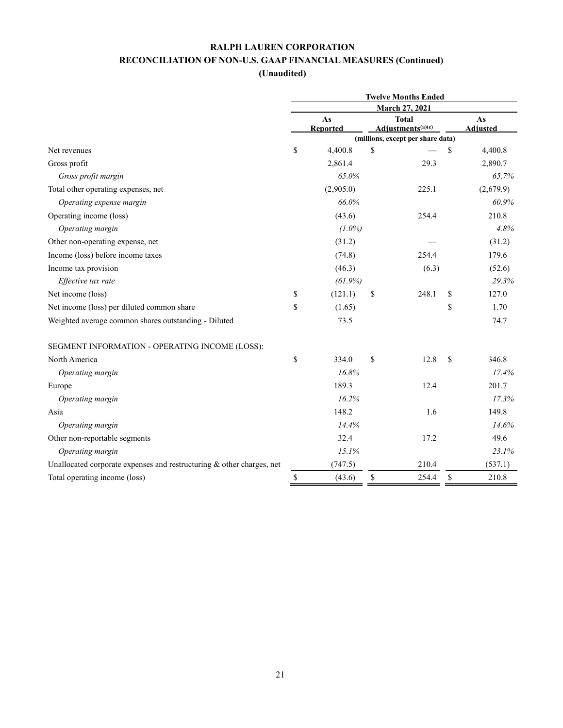# RALPH LAUREN CORPORATION

## RECONCILIATION OF NON-U.S. GAAP FINANCIAL MEASURES (Continued)

### (Unaudited)

| | Twelve Months Ended | | |
|---|---|---|---|
| | March 27, 2021 | | |
| | As Reported | Total Adjustments[(a)(e)] | As Adjusted |
| | (millions, except per share data) | | |
| Net revenues | $ 4,400.8 | $ — | $ 4,400.8 |
| Gross profit | 2,861.4 | 29.3 | 2,890.7 |
| *Gross profit margin* | *65.0%* | | *65.7%* |
| Total other operating expenses, net | (2,905.0) | 225.1 | (2,679.9) |
| *Operating expense margin* | *66.0%* | | *60.9%* |
| Operating income (loss) | (43.6) | 254.4 | 210.8 |
| *Operating margin* | *(1.0%)* | | *4.8%* |
| Other non-operating expense, net | (31.2) | — | (31.2) |
| Income (loss) before income taxes | (74.8) | 254.4 | 179.6 |
| Income tax provision | (46.3) | (6.3) | (52.6) |
| *Effective tax rate* | *(61.9%)* | | *29.3%* |
| Net income (loss) | $ (121.1) | $ 248.1 | $ 127.0 |
| Net income (loss) per diluted common share | $ (1.65) | | $ 1.70 |
| Weighted average common shares outstanding - Diluted | 73.5 | | 74.7 |
| | | | |
| SEGMENT INFORMATION - OPERATING INCOME (LOSS): | | | |
| North America | $ 334.0 | $ 12.8 | $ 346.8 |
| *Operating margin* | *16.8%* | | *17.4%* |
| Europe | 189.3 | 12.4 | 201.7 |
| *Operating margin* | *16.2%* | | *17.3%* |
| Asia | 148.2 | 1.6 | 149.8 |
| *Operating margin* | *14.4%* | | *14.6%* |
| Other non-reportable segments | 32.4 | 17.2 | 49.6 |
| *Operating margin* | *15.1%* | | *23.1%* |
| Unallocated corporate expenses and restructuring & other charges, net | (747.5) | 210.4 | (537.1) |
| Total operating income (loss) | $ (43.6) | $ 254.4 | $ 210.8 |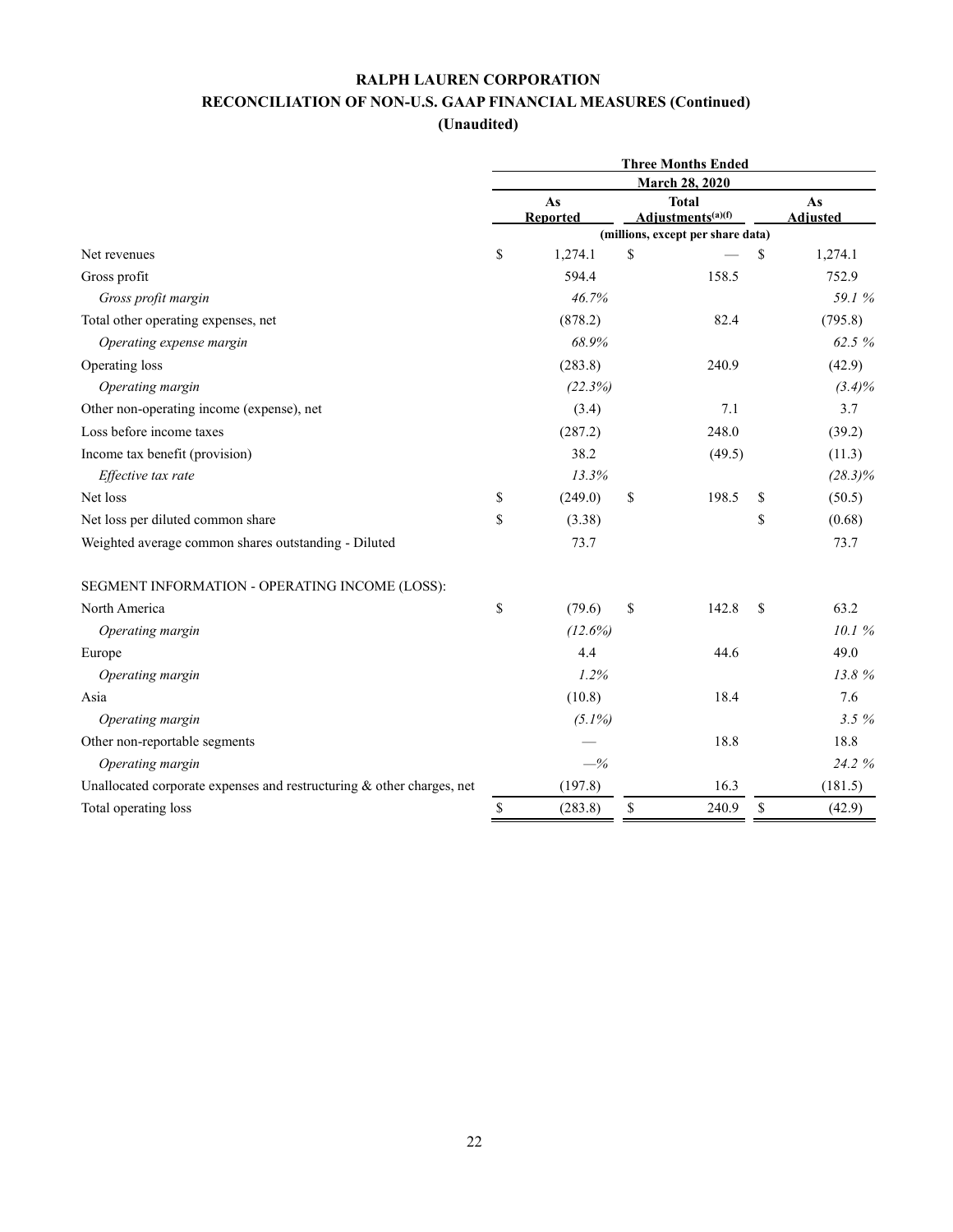# RALPH LAUREN CORPORATION

## RECONCILIATION OF NON-U.S. GAAP FINANCIAL MEASURES (Continued)

### (Unaudited)

| | Three Months Ended | | |
|---|---|---|---|
| | March 28, 2020 | | |
| | As Reported | Total Adjustments[(a)(f)] | As Adjusted |
| | (millions, except per share data) | | |
| Net revenues | $ 1,274.1 | $ — | $ 1,274.1 |
| Gross profit | 594.4 | 158.5 | 752.9 |
| *Gross profit margin* | *46.7%* | | *59.1 %* |
| Total other operating expenses, net | (878.2) | 82.4 | (795.8) |
| *Operating expense margin* | *68.9%* | | *62.5 %* |
| Operating loss | (283.8) | 240.9 | (42.9) |
| *Operating margin* | *(22.3%)* | | *(3.4)%* |
| Other non-operating income (expense), net | (3.4) | 7.1 | 3.7 |
| Loss before income taxes | (287.2) | 248.0 | (39.2) |
| Income tax benefit (provision) | 38.2 | (49.5) | (11.3) |
| *Effective tax rate* | *13.3%* | | *(28.3)%* |
| Net loss | $ (249.0) | $ 198.5 | $ (50.5) |
| Net loss per diluted common share | $ (3.38) | | $ (0.68) |
| Weighted average common shares outstanding - Diluted | 73.7 | | 73.7 |
| | | | |
| SEGMENT INFORMATION - OPERATING INCOME (LOSS): | | | |
| North America | $ (79.6) | $ 142.8 | $ 63.2 |
| *Operating margin* | *(12.6%)* | | *10.1 %* |
| Europe | 4.4 | 44.6 | 49.0 |
| *Operating margin* | *1.2%* | | *13.8 %* |
| Asia | (10.8) | 18.4 | 7.6 |
| *Operating margin* | *(5.1%)* | | *3.5 %* |
| Other non-reportable segments | — | 18.8 | 18.8 |
| *Operating margin* | *—%* | | *24.2 %* |
| Unallocated corporate expenses and restructuring & other charges, net | (197.8) | 16.3 | (181.5) |
| Total operating loss | $ (283.8) | $ 240.9 | $ (42.9) |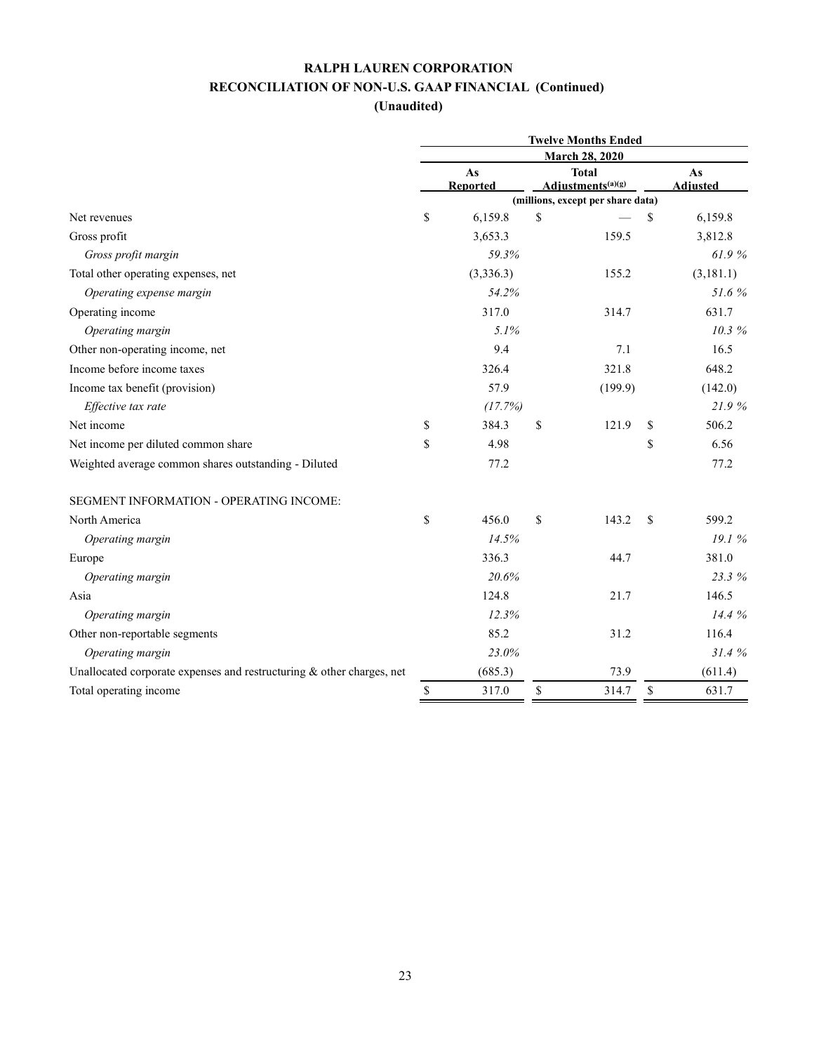**RALPH LAUREN CORPORATION**

**RECONCILIATION OF NON-U.S. GAAP FINANCIAL (Continued)**

**(Unaudited)**

| | Twelve Months Ended | | |
|---|---|---|---|
| | March 28, 2020 | | |
| | As Reported | Total Adjustments[(a)(g)] | As Adjusted |
| | (millions, except per share data) | | |
| Net revenues | $ 6,159.8 | $ — | $ 6,159.8 |
| Gross profit | 3,653.3 | 159.5 | 3,812.8 |
| *Gross profit margin* | *59.3%* | | *61.9 %* |
| Total other operating expenses, net | (3,336.3) | 155.2 | (3,181.1) |
| *Operating expense margin* | *54.2%* | | *51.6 %* |
| Operating income | 317.0 | 314.7 | 631.7 |
| *Operating margin* | *5.1%* | | *10.3 %* |
| Other non-operating income, net | 9.4 | 7.1 | 16.5 |
| Income before income taxes | 326.4 | 321.8 | 648.2 |
| Income tax benefit (provision) | 57.9 | (199.9) | (142.0) |
| *Effective tax rate* | *(17.7%)* | | *21.9 %* |
| Net income | $ 384.3 | $ 121.9 | $ 506.2 |
| Net income per diluted common share | $ 4.98 | | $ 6.56 |
| Weighted average common shares outstanding - Diluted | 77.2 | | 77.2 |
| | | | |
| SEGMENT INFORMATION - OPERATING INCOME: | | | |
| North America | $ 456.0 | $ 143.2 | $ 599.2 |
| *Operating margin* | *14.5%* | | *19.1 %* |
| Europe | 336.3 | 44.7 | 381.0 |
| *Operating margin* | *20.6%* | | *23.3 %* |
| Asia | 124.8 | 21.7 | 146.5 |
| *Operating margin* | *12.3%* | | *14.4 %* |
| Other non-reportable segments | 85.2 | 31.2 | 116.4 |
| *Operating margin* | *23.0%* | | *31.4 %* |
| Unallocated corporate expenses and restructuring & other charges, net | (685.3) | 73.9 | (611.4) |
| Total operating income | $ 317.0 | $ 314.7 | $ 631.7 |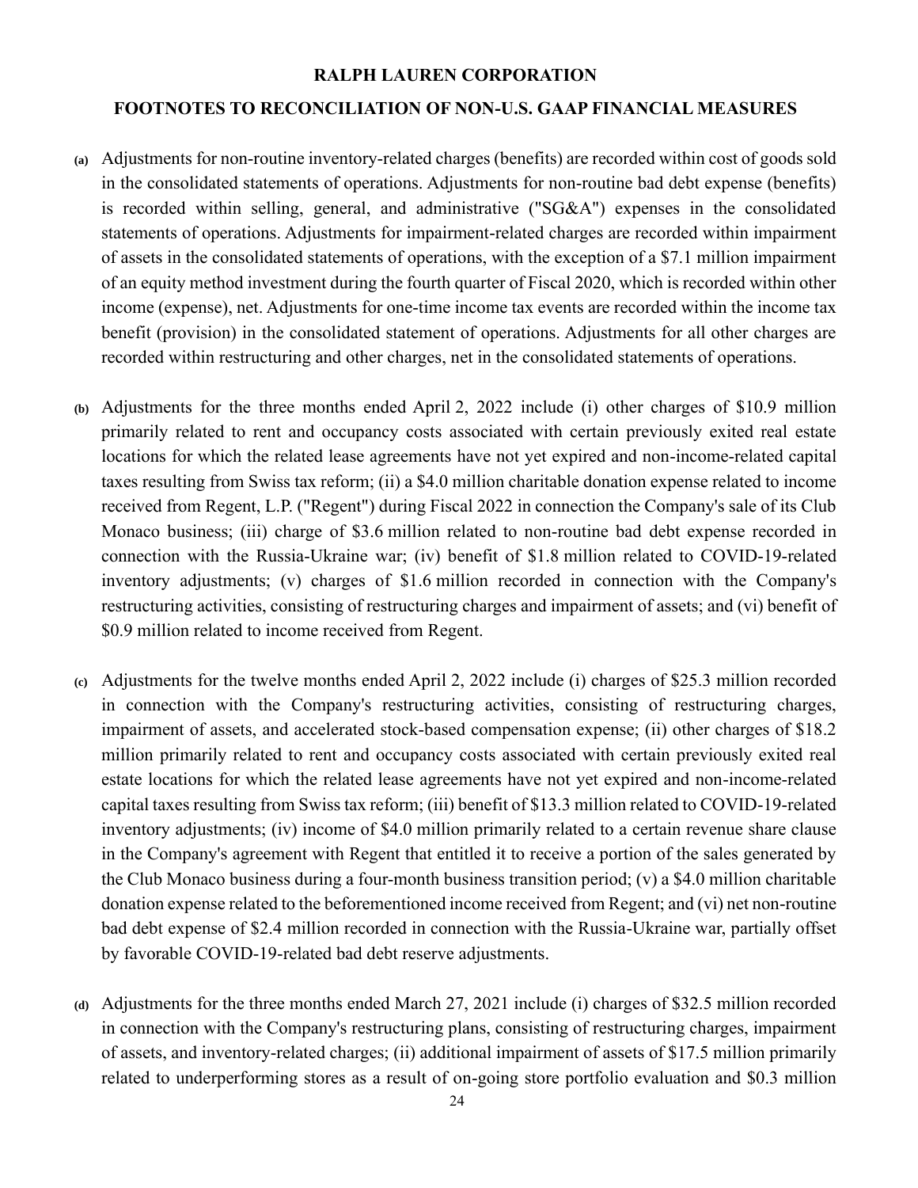**RALPH LAUREN CORPORATION**

**FOOTNOTES TO RECONCILIATION OF NON-U.S. GAAP FINANCIAL MEASURES**

**(a)** Adjustments for non-routine inventory-related charges (benefits) are recorded within cost of goods sold in the consolidated statements of operations. Adjustments for non-routine bad debt expense (benefits) is recorded within selling, general, and administrative ("SG&A") expenses in the consolidated statements of operations. Adjustments for impairment-related charges are recorded within impairment of assets in the consolidated statements of operations, with the exception of a $7.1 million impairment of an equity method investment during the fourth quarter of Fiscal 2020, which is recorded within other income (expense), net. Adjustments for one-time income tax events are recorded within the income tax benefit (provision) in the consolidated statement of operations. Adjustments for all other charges are recorded within restructuring and other charges, net in the consolidated statements of operations.

**(b)** Adjustments for the three months ended April 2, 2022 include (i) other charges of $10.9 million primarily related to rent and occupancy costs associated with certain previously exited real estate locations for which the related lease agreements have not yet expired and non-income-related capital taxes resulting from Swiss tax reform; (ii) a $4.0 million charitable donation expense related to income received from Regent, L.P. ("Regent") during Fiscal 2022 in connection the Company's sale of its Club Monaco business; (iii) charge of $3.6 million related to non-routine bad debt expense recorded in connection with the Russia-Ukraine war; (iv) benefit of $1.8 million related to COVID-19-related inventory adjustments; (v) charges of $1.6 million recorded in connection with the Company's restructuring activities, consisting of restructuring charges and impairment of assets; and (vi) benefit of $0.9 million related to income received from Regent.

**(c)** Adjustments for the twelve months ended April 2, 2022 include (i) charges of $25.3 million recorded in connection with the Company's restructuring activities, consisting of restructuring charges, impairment of assets, and accelerated stock-based compensation expense; (ii) other charges of $18.2 million primarily related to rent and occupancy costs associated with certain previously exited real estate locations for which the related lease agreements have not yet expired and non-income-related capital taxes resulting from Swiss tax reform; (iii) benefit of $13.3 million related to COVID-19-related inventory adjustments; (iv) income of $4.0 million primarily related to a certain revenue share clause in the Company's agreement with Regent that entitled it to receive a portion of the sales generated by the Club Monaco business during a four-month business transition period; (v) a $4.0 million charitable donation expense related to the beforementioned income received from Regent; and (vi) net non-routine bad debt expense of $2.4 million recorded in connection with the Russia-Ukraine war, partially offset by favorable COVID-19-related bad debt reserve adjustments.

**(d)** Adjustments for the three months ended March 27, 2021 include (i) charges of $32.5 million recorded in connection with the Company's restructuring plans, consisting of restructuring charges, impairment of assets, and inventory-related charges; (ii) additional impairment of assets of $17.5 million primarily related to underperforming stores as a result of on-going store portfolio evaluation and $0.3 million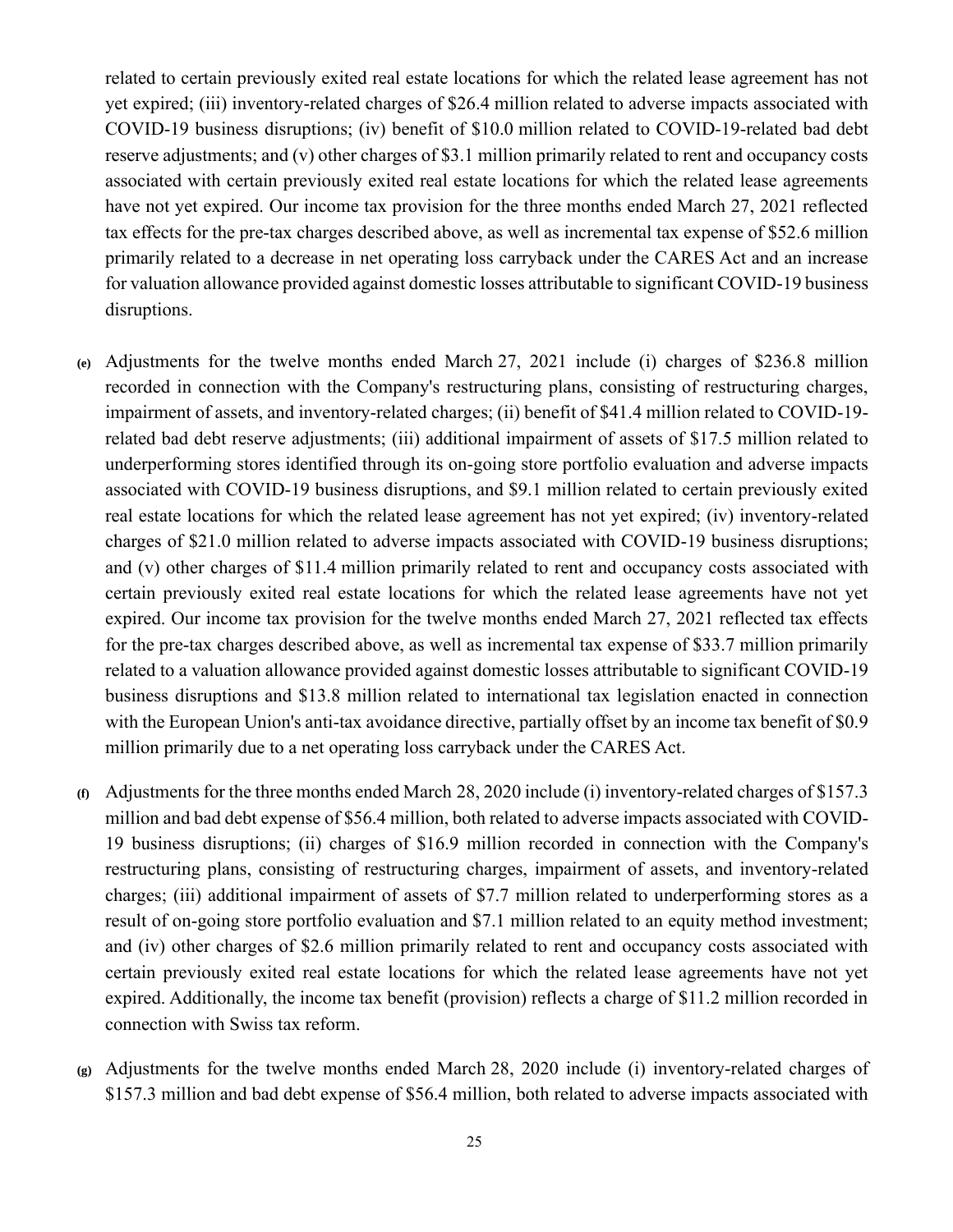related to certain previously exited real estate locations for which the related lease agreement has not yet expired; (iii) inventory-related charges of $26.4 million related to adverse impacts associated with COVID-19 business disruptions; (iv) benefit of $10.0 million related to COVID-19-related bad debt reserve adjustments; and (v) other charges of $3.1 million primarily related to rent and occupancy costs associated with certain previously exited real estate locations for which the related lease agreements have not yet expired. Our income tax provision for the three months ended March 27, 2021 reflected tax effects for the pre-tax charges described above, as well as incremental tax expense of $52.6 million primarily related to a decrease in net operating loss carryback under the CARES Act and an increase for valuation allowance provided against domestic losses attributable to significant COVID-19 business disruptions.

**(e)** Adjustments for the twelve months ended March 27, 2021 include (i) charges of $236.8 million recorded in connection with the Company's restructuring plans, consisting of restructuring charges, impairment of assets, and inventory-related charges; (ii) benefit of $41.4 million related to COVID-19-related bad debt reserve adjustments; (iii) additional impairment of assets of $17.5 million related to underperforming stores identified through its on-going store portfolio evaluation and adverse impacts associated with COVID-19 business disruptions, and $9.1 million related to certain previously exited real estate locations for which the related lease agreement has not yet expired; (iv) inventory-related charges of $21.0 million related to adverse impacts associated with COVID-19 business disruptions; and (v) other charges of $11.4 million primarily related to rent and occupancy costs associated with certain previously exited real estate locations for which the related lease agreements have not yet expired. Our income tax provision for the twelve months ended March 27, 2021 reflected tax effects for the pre-tax charges described above, as well as incremental tax expense of $33.7 million primarily related to a valuation allowance provided against domestic losses attributable to significant COVID-19 business disruptions and $13.8 million related to international tax legislation enacted in connection with the European Union's anti-tax avoidance directive, partially offset by an income tax benefit of $0.9 million primarily due to a net operating loss carryback under the CARES Act.

**(f)** Adjustments for the three months ended March 28, 2020 include (i) inventory-related charges of $157.3 million and bad debt expense of $56.4 million, both related to adverse impacts associated with COVID-19 business disruptions; (ii) charges of $16.9 million recorded in connection with the Company's restructuring plans, consisting of restructuring charges, impairment of assets, and inventory-related charges; (iii) additional impairment of assets of $7.7 million related to underperforming stores as a result of on-going store portfolio evaluation and $7.1 million related to an equity method investment; and (iv) other charges of $2.6 million primarily related to rent and occupancy costs associated with certain previously exited real estate locations for which the related lease agreements have not yet expired. Additionally, the income tax benefit (provision) reflects a charge of $11.2 million recorded in connection with Swiss tax reform.

**(g)** Adjustments for the twelve months ended March 28, 2020 include (i) inventory-related charges of $157.3 million and bad debt expense of $56.4 million, both related to adverse impacts associated with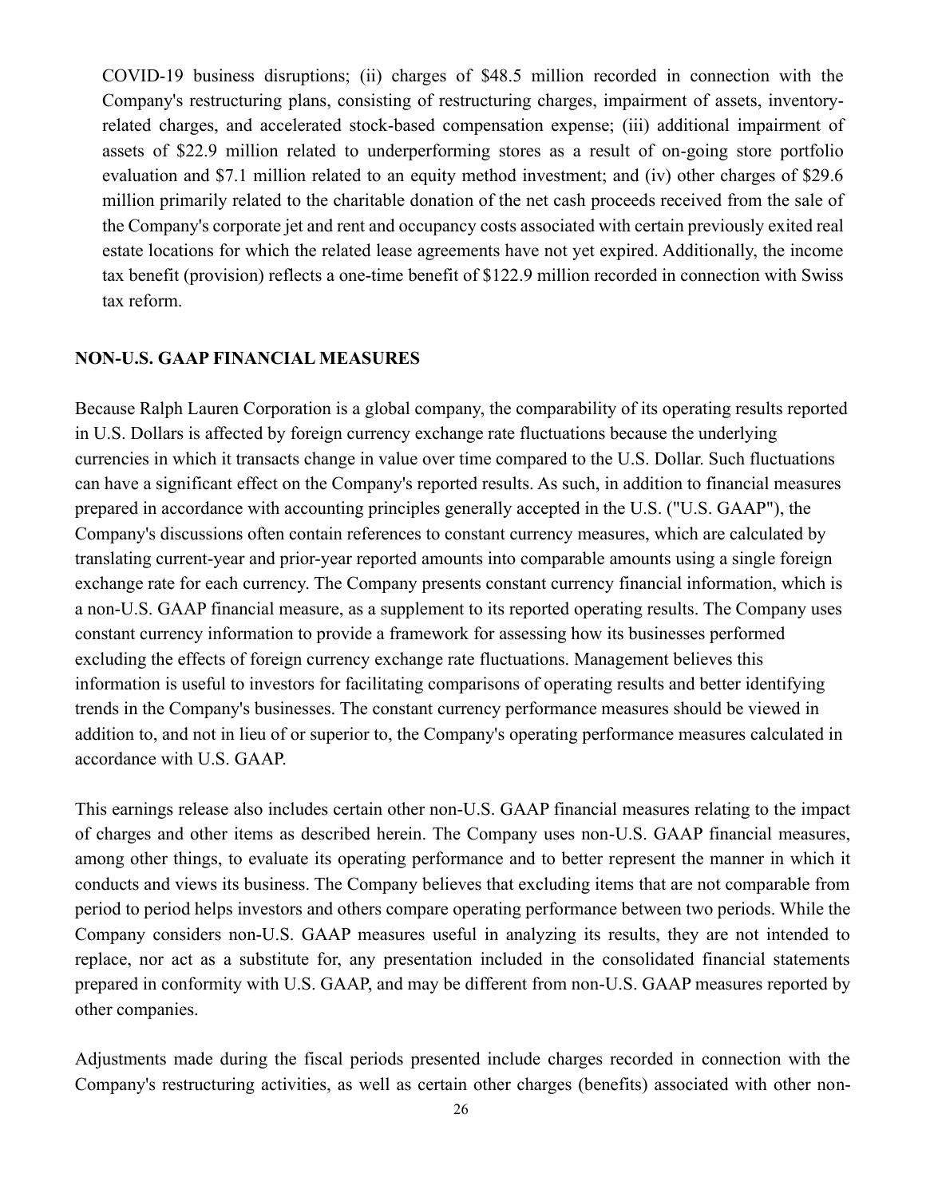COVID-19 business disruptions; (ii) charges of $48.5 million recorded in connection with the Company's restructuring plans, consisting of restructuring charges, impairment of assets, inventory-related charges, and accelerated stock-based compensation expense; (iii) additional impairment of assets of $22.9 million related to underperforming stores as a result of on-going store portfolio evaluation and $7.1 million related to an equity method investment; and (iv) other charges of $29.6 million primarily related to the charitable donation of the net cash proceeds received from the sale of the Company's corporate jet and rent and occupancy costs associated with certain previously exited real estate locations for which the related lease agreements have not yet expired. Additionally, the income tax benefit (provision) reflects a one-time benefit of $122.9 million recorded in connection with Swiss tax reform.

## NON-U.S. GAAP FINANCIAL MEASURES

Because Ralph Lauren Corporation is a global company, the comparability of its operating results reported in U.S. Dollars is affected by foreign currency exchange rate fluctuations because the underlying currencies in which it transacts change in value over time compared to the U.S. Dollar. Such fluctuations can have a significant effect on the Company's reported results. As such, in addition to financial measures prepared in accordance with accounting principles generally accepted in the U.S. ("U.S. GAAP"), the Company's discussions often contain references to constant currency measures, which are calculated by translating current-year and prior-year reported amounts into comparable amounts using a single foreign exchange rate for each currency. The Company presents constant currency financial information, which is a non-U.S. GAAP financial measure, as a supplement to its reported operating results. The Company uses constant currency information to provide a framework for assessing how its businesses performed excluding the effects of foreign currency exchange rate fluctuations. Management believes this information is useful to investors for facilitating comparisons of operating results and better identifying trends in the Company's businesses. The constant currency performance measures should be viewed in addition to, and not in lieu of or superior to, the Company's operating performance measures calculated in accordance with U.S. GAAP.

This earnings release also includes certain other non-U.S. GAAP financial measures relating to the impact of charges and other items as described herein. The Company uses non-U.S. GAAP financial measures, among other things, to evaluate its operating performance and to better represent the manner in which it conducts and views its business. The Company believes that excluding items that are not comparable from period to period helps investors and others compare operating performance between two periods. While the Company considers non-U.S. GAAP measures useful in analyzing its results, they are not intended to replace, nor act as a substitute for, any presentation included in the consolidated financial statements prepared in conformity with U.S. GAAP, and may be different from non-U.S. GAAP measures reported by other companies.

Adjustments made during the fiscal periods presented include charges recorded in connection with the Company's restructuring activities, as well as certain other charges (benefits) associated with other non-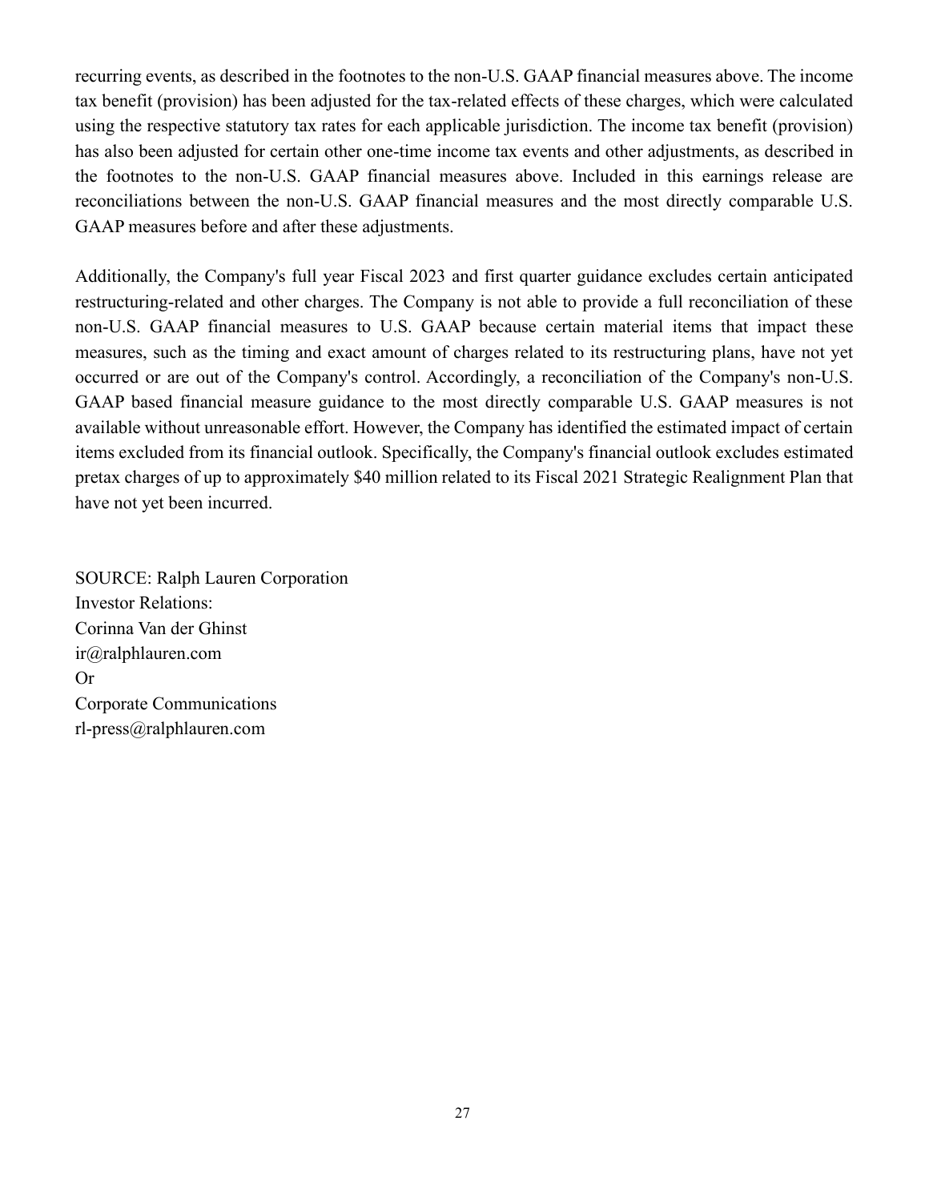recurring events, as described in the footnotes to the non-U.S. GAAP financial measures above. The income tax benefit (provision) has been adjusted for the tax-related effects of these charges, which were calculated using the respective statutory tax rates for each applicable jurisdiction. The income tax benefit (provision) has also been adjusted for certain other one-time income tax events and other adjustments, as described in the footnotes to the non-U.S. GAAP financial measures above. Included in this earnings release are reconciliations between the non-U.S. GAAP financial measures and the most directly comparable U.S. GAAP measures before and after these adjustments.

Additionally, the Company's full year Fiscal 2023 and first quarter guidance excludes certain anticipated restructuring-related and other charges. The Company is not able to provide a full reconciliation of these non-U.S. GAAP financial measures to U.S. GAAP because certain material items that impact these measures, such as the timing and exact amount of charges related to its restructuring plans, have not yet occurred or are out of the Company's control. Accordingly, a reconciliation of the Company's non-U.S. GAAP based financial measure guidance to the most directly comparable U.S. GAAP measures is not available without unreasonable effort. However, the Company has identified the estimated impact of certain items excluded from its financial outlook. Specifically, the Company's financial outlook excludes estimated pretax charges of up to approximately $40 million related to its Fiscal 2021 Strategic Realignment Plan that have not yet been incurred.

SOURCE: Ralph Lauren Corporation
Investor Relations:
Corinna Van der Ghinst
ir@ralphlauren.com
Or
Corporate Communications
rl-press@ralphlauren.com